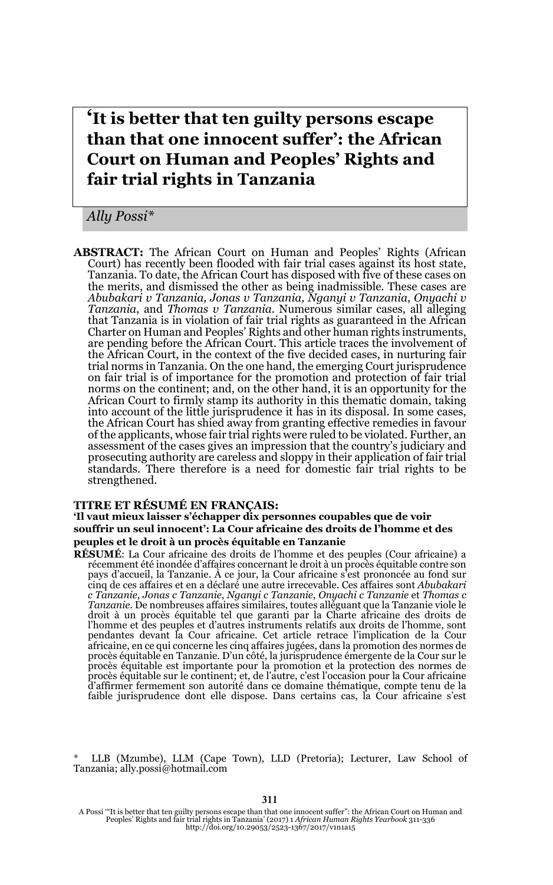# 'It is better that ten guilty persons escape than that one innocent suffer': the African Court on Human and Peoples' Rights and fair trial rights in Tanzania

*Ally Possi**

**ABSTRACT:** The African Court on Human and Peoples' Rights (African Court) has recently been flooded with fair trial cases against its host state, Tanzania. To date, the African Court has disposed with five of these cases on the merits, and dismissed the other as being inadmissible. These cases are *Abubakari v Tanzania, Jonas v Tanzania, Nganyi v Tanzania*, *Onyachi v Tanzania*, and *Thomas v Tanzania*. Numerous similar cases, all alleging that Tanzania is in violation of fair trial rights as guaranteed in the African Charter on Human and Peoples' Rights and other human rights instruments, are pending before the African Court. This article traces the involvement of the African Court, in the context of the five decided cases, in nurturing fair trial norms in Tanzania. On the one hand, the emerging Court jurisprudence on fair trial is of importance for the promotion and protection of fair trial norms on the continent; and, on the other hand, it is an opportunity for the African Court to firmly stamp its authority in this thematic domain, taking into account of the little jurisprudence it has in its disposal. In some cases, the African Court has shied away from granting effective remedies in favour of the applicants, whose fair trial rights were ruled to be violated. Further, an assessment of the cases gives an impression that the country's judiciary and prosecuting authority are careless and sloppy in their application of fair trial standards. There therefore is a need for domestic fair trial rights to be strengthened.

**TITRE ET RÉSUMÉ EN FRANÇAIS:**

**'Il vaut mieux laisser s'échapper dix personnes coupables que de voir souffrir un seul innocent': La Cour africaine des droits de l'homme et des peuples et le droit à un procès équitable en Tanzanie**

**RÉSUMÉ**: La Cour africaine des droits de l'homme et des peuples (Cour africaine) a récemment été inondée d'affaires concernant le droit à un procès équitable contre son pays d'accueil, la Tanzanie. À ce jour, la Cour africaine s'est prononcée au fond sur cinq de ces affaires et en a déclaré une autre irrecevable. Ces affaires sont *Abubakari c Tanzanie*, *Jonas c Tanzanie*, *Nganyi c Tanzanie*, *Onyachi c Tanzanie* et *Thomas c Tanzanie*. De nombreuses affaires similaires, toutes alléguant que la Tanzanie viole le droit à un procès équitable tel que garanti par la Charte africaine des droits de l'homme et des peuples et d'autres instruments relatifs aux droits de l'homme, sont pendantes devant la Cour africaine. Cet article retrace l'implication de la Cour africaine, en ce qui concerne les cinq affaires jugées, dans la promotion des normes de procès équitable en Tanzanie. D'un côté, la jurisprudence émergente de la Cour sur le procès équitable est importante pour la promotion et la protection des normes de procès équitable sur le continent; et, de l'autre, c'est l'occasion pour la Cour africaine d'affirmer fermement son autorité dans ce domaine thématique, compte tenu de la faible jurisprudence dont elle dispose. Dans certains cas, la Cour africaine s'est

\* LLB (Mzumbe), LLM (Cape Town), LLD (Pretoria); Lecturer, Law School of Tanzania; ally.possi@hotmail.com

A Possi '"It is better that ten guilty persons escape than that one innocent suffer": the African Court on Human and Peoples' Rights and fair trial rights in Tanzania' (2017) 1 *African Human Rights Yearbook* 311-336
http://doi.org/10.29053/2523-1367/2017/v1n1a15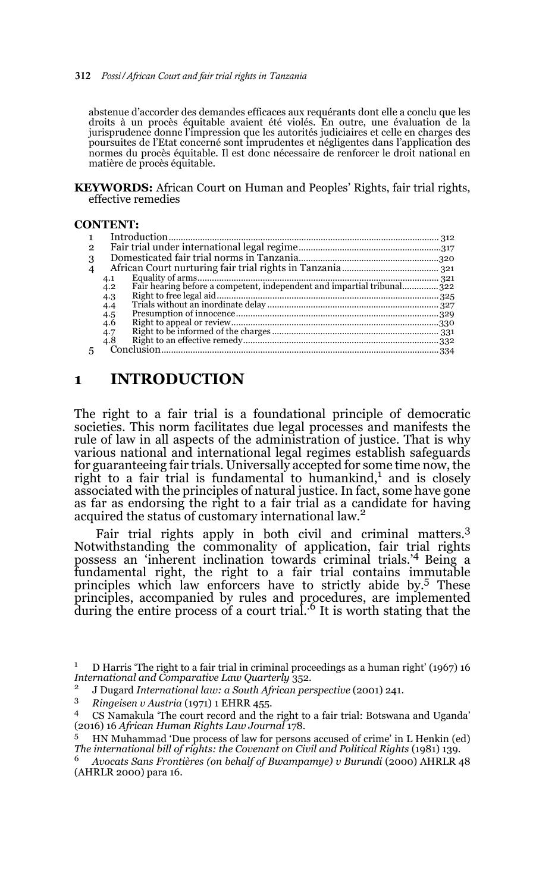abstenue d'accorder des demandes efficaces aux requérants dont elle a conclu que les droits à un procès équitable avaient été violés. En outre, une évaluation de la jurisprudence donne l'impression que les autorités judiciaires et celle en charges des poursuites de l'Etat concerné sont imprudentes et négligentes dans l'application des normes du procès équitable. Il est donc nécessaire de renforcer le droit national en matière de procès équitable.

**KEYWORDS:** African Court on Human and Peoples' Rights, fair trial rights, effective remedies

**CONTENT:**

1 Introduction ... 312
2 Fair trial under international legal regime ... 317
3 Domesticated fair trial norms in Tanzania ... 320
4 African Court nurturing fair trial rights in Tanzania ... 321
 4.1 Equality of arms ... 321
 4.2 Fair hearing before a competent, independent and impartial tribunal ... 322
 4.3 Right to free legal aid ... 325
 4.4 Trials without an inordinate delay ... 327
 4.5 Presumption of innocence ... 329
 4.6 Right to appeal or review ... 330
 4.7 Right to be informed of the charges ... 331
 4.8 Right to an effective remedy ... 332
5 Conclusion ... 334

# 1 INTRODUCTION

The right to a fair trial is a foundational principle of democratic societies. This norm facilitates due legal processes and manifests the rule of law in all aspects of the administration of justice. That is why various national and international legal regimes establish safeguards for guaranteeing fair trials. Universally accepted for some time now, the right to a fair trial is fundamental to humankind,[1] and is closely associated with the principles of natural justice. In fact, some have gone as far as endorsing the right to a fair trial as a candidate for having acquired the status of customary international law.[2]

Fair trial rights apply in both civil and criminal matters.[3] Notwithstanding the commonality of application, fair trial rights possess an 'inherent inclination towards criminal trials.'[4] Being a fundamental right, the right to a fair trial contains immutable principles which law enforcers have to strictly abide by.[5] These principles, accompanied by rules and procedures, are implemented during the entire process of a court trial.[6] It is worth stating that the

---

[1] D Harris 'The right to a fair trial in criminal proceedings as a human right' (1967) 16 *International and Comparative Law Quarterly* 352.

[2] J Dugard *International law: a South African perspective* (2001) 241.

[3] *Ringeisen v Austria* (1971) 1 EHRR 455.

[4] CS Namakula 'The court record and the right to a fair trial: Botswana and Uganda' (2016) 16 *African Human Rights Law Journal* 178.

[5] HN Muhammad 'Due process of law for persons accused of crime' in L Henkin (ed) *The international bill of rights: the Covenant on Civil and Political Rights* (1981) 139.

[6] *Avocats Sans Frontières (on behalf of Bwampamye) v Burundi* (2000) AHRLR 48 (AHRLR 2000) para 16.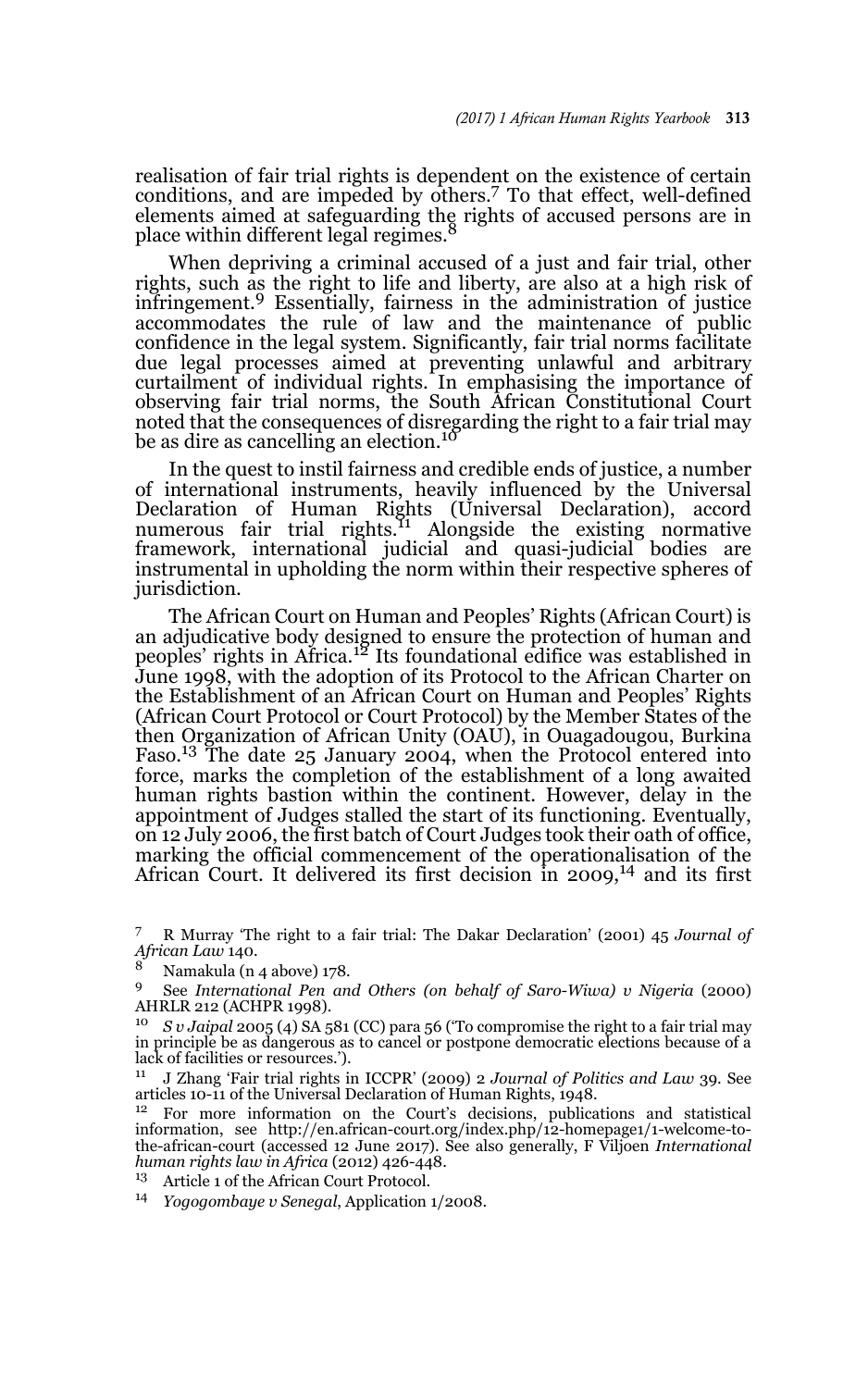realisation of fair trial rights is dependent on the existence of certain conditions, and are impeded by others.[7] To that effect, well-defined elements aimed at safeguarding the rights of accused persons are in place within different legal regimes.[8]

When depriving a criminal accused of a just and fair trial, other rights, such as the right to life and liberty, are also at a high risk of infringement.[9] Essentially, fairness in the administration of justice accommodates the rule of law and the maintenance of public confidence in the legal system. Significantly, fair trial norms facilitate due legal processes aimed at preventing unlawful and arbitrary curtailment of individual rights. In emphasising the importance of observing fair trial norms, the South African Constitutional Court noted that the consequences of disregarding the right to a fair trial may be as dire as cancelling an election.[10]

In the quest to instil fairness and credible ends of justice, a number of international instruments, heavily influenced by the Universal Declaration of Human Rights (Universal Declaration), accord numerous fair trial rights.[11] Alongside the existing normative framework, international judicial and quasi-judicial bodies are instrumental in upholding the norm within their respective spheres of jurisdiction.

The African Court on Human and Peoples' Rights (African Court) is an adjudicative body designed to ensure the protection of human and peoples' rights in Africa.[12] Its foundational edifice was established in June 1998, with the adoption of its Protocol to the African Charter on the Establishment of an African Court on Human and Peoples' Rights (African Court Protocol or Court Protocol) by the Member States of the then Organization of African Unity (OAU), in Ouagadougou, Burkina Faso.[13] The date 25 January 2004, when the Protocol entered into force, marks the completion of the establishment of a long awaited human rights bastion within the continent. However, delay in the appointment of Judges stalled the start of its functioning. Eventually, on 12 July 2006, the first batch of Court Judges took their oath of office, marking the official commencement of the operationalisation of the African Court. It delivered its first decision in 2009,[14] and its first

---

7 R Murray 'The right to a fair trial: The Dakar Declaration' (2001) 45 *Journal of African Law* 140.

8 Namakula (n 4 above) 178.

9 See *International Pen and Others (on behalf of Saro-Wiwa) v Nigeria* (2000) AHRLR 212 (ACHPR 1998).

10 *S v Jaipal* 2005 (4) SA 581 (CC) para 56 ('To compromise the right to a fair trial may in principle be as dangerous as to cancel or postpone democratic elections because of a lack of facilities or resources.').

11 J Zhang 'Fair trial rights in ICCPR' (2009) 2 *Journal of Politics and Law* 39. See articles 10-11 of the Universal Declaration of Human Rights, 1948.

12 For more information on the Court's decisions, publications and statistical information, see http://en.african-court.org/index.php/12-homepage1/1-welcome-to-the-african-court (accessed 12 June 2017). See also generally, F Viljoen *International human rights law in Africa* (2012) 426-448.

13 Article 1 of the African Court Protocol.

14 *Yogogombaye v Senegal*, Application 1/2008.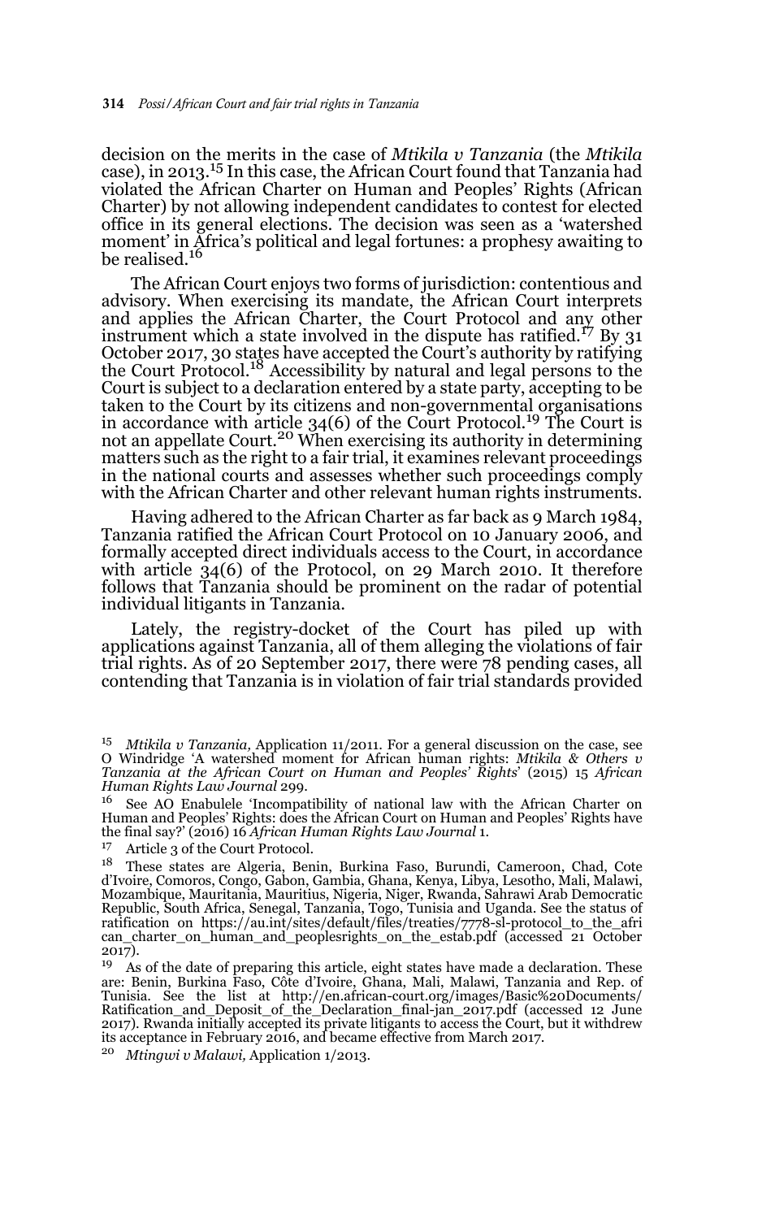decision on the merits in the case of *Mtikila v Tanzania* (the *Mtikila* case), in 2013.[15] In this case, the African Court found that Tanzania had violated the African Charter on Human and Peoples' Rights (African Charter) by not allowing independent candidates to contest for elected office in its general elections. The decision was seen as a 'watershed moment' in Africa's political and legal fortunes: a prophesy awaiting to be realised.[16]

The African Court enjoys two forms of jurisdiction: contentious and advisory. When exercising its mandate, the African Court interprets and applies the African Charter, the Court Protocol and any other instrument which a state involved in the dispute has ratified.[17] By 31 October 2017, 30 states have accepted the Court's authority by ratifying the Court Protocol.[18] Accessibility by natural and legal persons to the Court is subject to a declaration entered by a state party, accepting to be taken to the Court by its citizens and non-governmental organisations in accordance with article 34(6) of the Court Protocol.[19] The Court is not an appellate Court.[20] When exercising its authority in determining matters such as the right to a fair trial, it examines relevant proceedings in the national courts and assesses whether such proceedings comply with the African Charter and other relevant human rights instruments.

Having adhered to the African Charter as far back as 9 March 1984, Tanzania ratified the African Court Protocol on 10 January 2006, and formally accepted direct individuals access to the Court, in accordance with article 34(6) of the Protocol, on 29 March 2010. It therefore follows that Tanzania should be prominent on the radar of potential individual litigants in Tanzania.

Lately, the registry-docket of the Court has piled up with applications against Tanzania, all of them alleging the violations of fair trial rights. As of 20 September 2017, there were 78 pending cases, all contending that Tanzania is in violation of fair trial standards provided

---

15 *Mtikila v Tanzania,* Application 11/2011. For a general discussion on the case, see O Windridge 'A watershed moment for African human rights: *Mtikila & Others v Tanzania at the African Court on Human and Peoples' Rights*' (2015) 15 *African Human Rights Law Journal* 299.

16 See AO Enabulele 'Incompatibility of national law with the African Charter on Human and Peoples' Rights: does the African Court on Human and Peoples' Rights have the final say?' (2016) 16 *African Human Rights Law Journal* 1.

17 Article 3 of the Court Protocol.

18 These states are Algeria, Benin, Burkina Faso, Burundi, Cameroon, Chad, Cote d'Ivoire, Comoros, Congo, Gabon, Gambia, Ghana, Kenya, Libya, Lesotho, Mali, Malawi, Mozambique, Mauritania, Mauritius, Nigeria, Niger, Rwanda, Sahrawi Arab Democratic Republic, South Africa, Senegal, Tanzania, Togo, Tunisia and Uganda. See the status of ratification on https://au.int/sites/default/files/treaties/7778-sl-protocol_to_the_african_charter_on_human_and_peoplesrights_on_the_estab.pdf (accessed 21 October 2017).

19 As of the date of preparing this article, eight states have made a declaration. These are: Benin, Burkina Faso, Côte d'Ivoire, Ghana, Mali, Malawi, Tanzania and Rep. of Tunisia. See the list at http://en.african-court.org/images/Basic%20Documents/Ratification_and_Deposit_of_the_Declaration_final-jan_2017.pdf (accessed 12 June 2017). Rwanda initially accepted its private litigants to access the Court, but it withdrew its acceptance in February 2016, and became effective from March 2017.

20 *Mtingwi v Malawi,* Application 1/2013.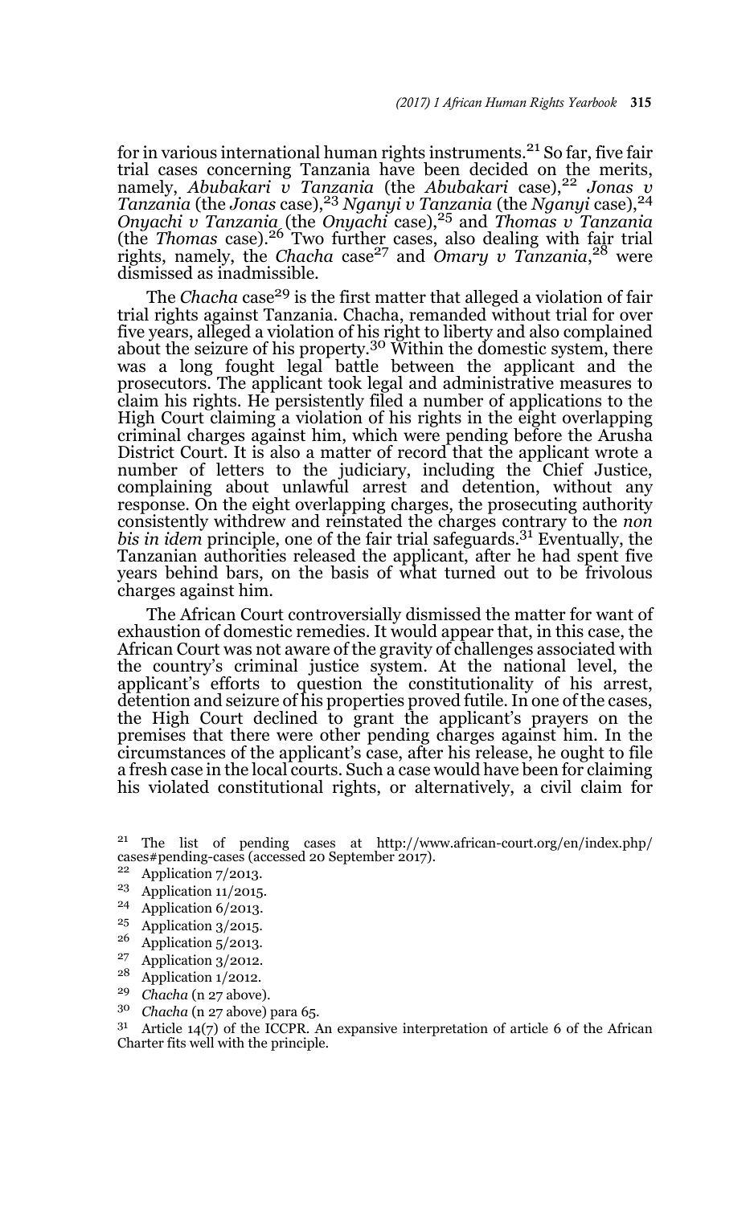for in various international human rights instruments.[21] So far, five fair trial cases concerning Tanzania have been decided on the merits, namely, *Abubakari v Tanzania* (the *Abubakari* case),[22] *Jonas v Tanzania* (the *Jonas* case),[23] *Nganyi v Tanzania* (the *Nganyi* case),[24] *Onyachi v Tanzania* (the *Onyachi* case),[25] and *Thomas v Tanzania* (the *Thomas* case).[26] Two further cases, also dealing with fair trial rights, namely, the *Chacha* case[27] and *Omary v Tanzania*,[28] were dismissed as inadmissible.

The *Chacha* case[29] is the first matter that alleged a violation of fair trial rights against Tanzania. Chacha, remanded without trial for over five years, alleged a violation of his right to liberty and also complained about the seizure of his property.[30] Within the domestic system, there was a long fought legal battle between the applicant and the prosecutors. The applicant took legal and administrative measures to claim his rights. He persistently filed a number of applications to the High Court claiming a violation of his rights in the eight overlapping criminal charges against him, which were pending before the Arusha District Court. It is also a matter of record that the applicant wrote a number of letters to the judiciary, including the Chief Justice, complaining about unlawful arrest and detention, without any response. On the eight overlapping charges, the prosecuting authority consistently withdrew and reinstated the charges contrary to the *non bis in idem* principle, one of the fair trial safeguards.[31] Eventually, the Tanzanian authorities released the applicant, after he had spent five years behind bars, on the basis of what turned out to be frivolous charges against him.

The African Court controversially dismissed the matter for want of exhaustion of domestic remedies. It would appear that, in this case, the African Court was not aware of the gravity of challenges associated with the country's criminal justice system. At the national level, the applicant's efforts to question the constitutionality of his arrest, detention and seizure of his properties proved futile. In one of the cases, the High Court declined to grant the applicant's prayers on the premises that there were other pending charges against him. In the circumstances of the applicant's case, after his release, he ought to file a fresh case in the local courts. Such a case would have been for claiming his violated constitutional rights, or alternatively, a civil claim for

---

[21] The list of pending cases at http://www.african-court.org/en/index.php/cases#pending-cases (accessed 20 September 2017).

[22] Application 7/2013.

[23] Application 11/2015.

[24] Application 6/2013.

[25] Application 3/2015.

[26] Application 5/2013.

[27] Application 3/2012.

[28] Application 1/2012.

[29] *Chacha* (n 27 above).

[30] *Chacha* (n 27 above) para 65.

[31] Article 14(7) of the ICCPR. An expansive interpretation of article 6 of the African Charter fits well with the principle.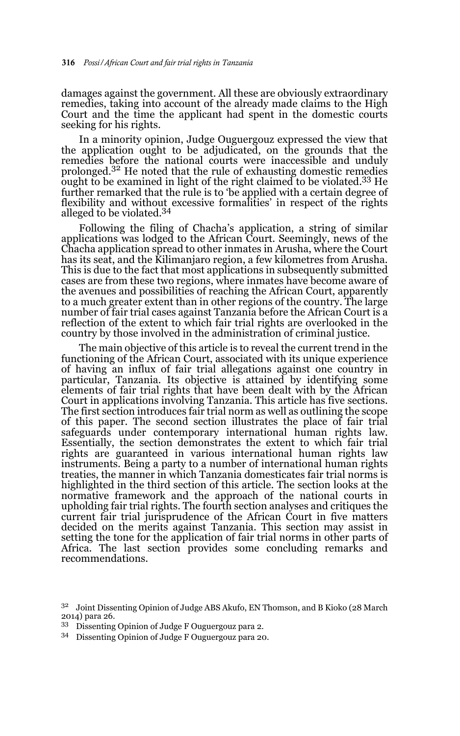damages against the government. All these are obviously extraordinary remedies, taking into account of the already made claims to the High Court and the time the applicant had spent in the domestic courts seeking for his rights.

In a minority opinion, Judge Ouguergouz expressed the view that the application ought to be adjudicated, on the grounds that the remedies before the national courts were inaccessible and unduly prolonged.[32] He noted that the rule of exhausting domestic remedies ought to be examined in light of the right claimed to be violated.[33] He further remarked that the rule is to 'be applied with a certain degree of flexibility and without excessive formalities' in respect of the rights alleged to be violated.[34]

Following the filing of Chacha's application, a string of similar applications was lodged to the African Court. Seemingly, news of the Chacha application spread to other inmates in Arusha, where the Court has its seat, and the Kilimanjaro region, a few kilometres from Arusha. This is due to the fact that most applications in subsequently submitted cases are from these two regions, where inmates have become aware of the avenues and possibilities of reaching the African Court, apparently to a much greater extent than in other regions of the country. The large number of fair trial cases against Tanzania before the African Court is a reflection of the extent to which fair trial rights are overlooked in the country by those involved in the administration of criminal justice.

The main objective of this article is to reveal the current trend in the functioning of the African Court, associated with its unique experience of having an influx of fair trial allegations against one country in particular, Tanzania. Its objective is attained by identifying some elements of fair trial rights that have been dealt with by the African Court in applications involving Tanzania. This article has five sections. The first section introduces fair trial norm as well as outlining the scope of this paper. The second section illustrates the place of fair trial safeguards under contemporary international human rights law. Essentially, the section demonstrates the extent to which fair trial rights are guaranteed in various international human rights law instruments. Being a party to a number of international human rights treaties, the manner in which Tanzania domesticates fair trial norms is highlighted in the third section of this article. The section looks at the normative framework and the approach of the national courts in upholding fair trial rights. The fourth section analyses and critiques the current fair trial jurisprudence of the African Court in five matters decided on the merits against Tanzania. This section may assist in setting the tone for the application of fair trial norms in other parts of Africa. The last section provides some concluding remarks and recommendations.

---

32 Joint Dissenting Opinion of Judge ABS Akufo, EN Thomson, and B Kioko (28 March 2014) para 26.

33 Dissenting Opinion of Judge F Ouguergouz para 2.

34 Dissenting Opinion of Judge F Ouguergouz para 20.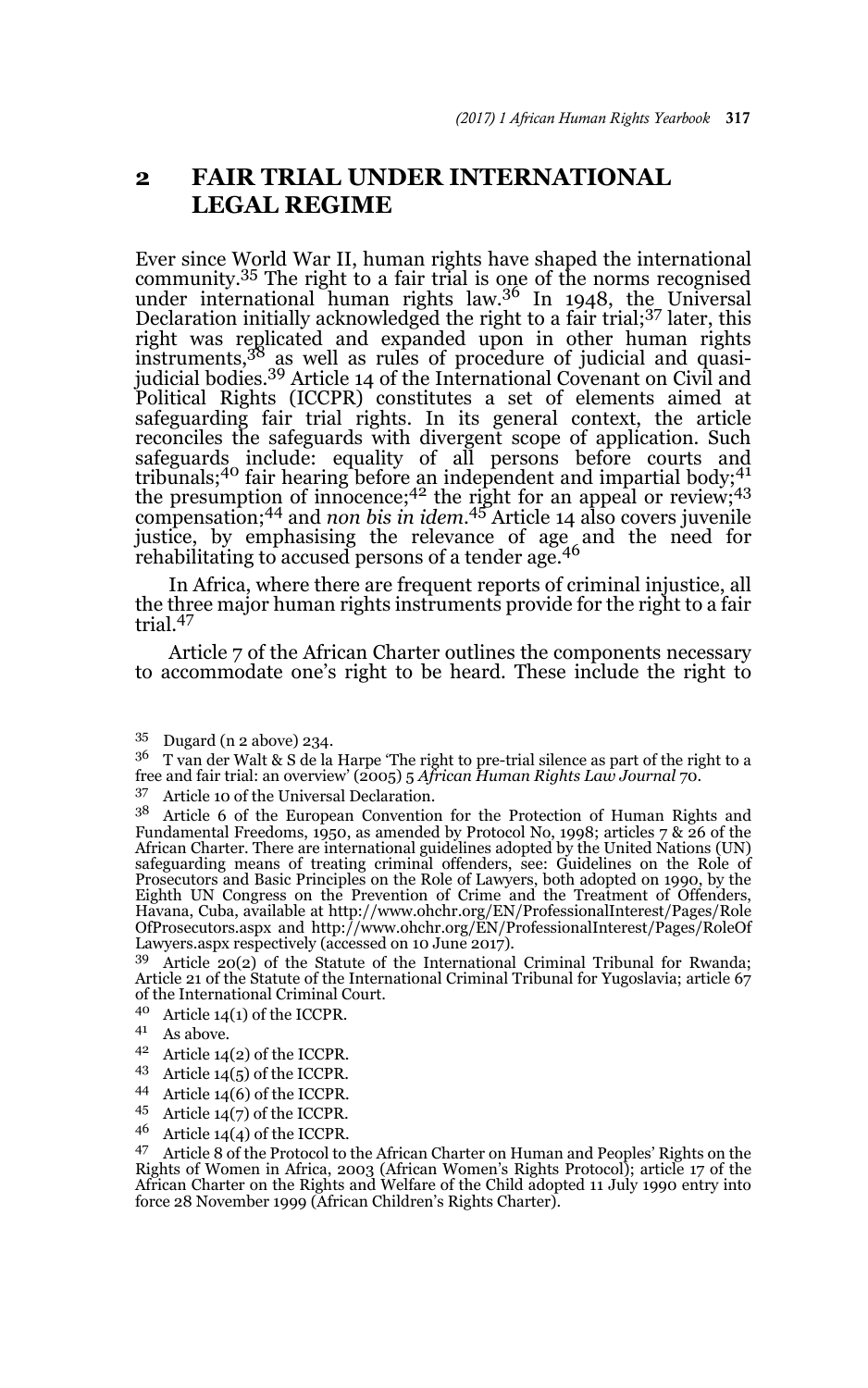## 2 FAIR TRIAL UNDER INTERNATIONAL LEGAL REGIME

Ever since World War II, human rights have shaped the international community.[35] The right to a fair trial is one of the norms recognised under international human rights law.[36] In 1948, the Universal Declaration initially acknowledged the right to a fair trial;[37] later, this right was replicated and expanded upon in other human rights instruments,[38] as well as rules of procedure of judicial and quasi-judicial bodies.[39] Article 14 of the International Covenant on Civil and Political Rights (ICCPR) constitutes a set of elements aimed at safeguarding fair trial rights. In its general context, the article reconciles the safeguards with divergent scope of application. Such safeguards include: equality of all persons before courts and tribunals;[40] fair hearing before an independent and impartial body;[41] the presumption of innocence;[42] the right for an appeal or review;[43] compensation;[44] and *non bis in idem*.[45] Article 14 also covers juvenile justice, by emphasising the relevance of age and the need for rehabilitating to accused persons of a tender age.[46]

In Africa, where there are frequent reports of criminal injustice, all the three major human rights instruments provide for the right to a fair trial.[47]

Article 7 of the African Charter outlines the components necessary to accommodate one's right to be heard. These include the right to

---

[35] Dugard (n 2 above) 234.

[36] T van der Walt & S de la Harpe 'The right to pre-trial silence as part of the right to a free and fair trial: an overview' (2005) 5 *African Human Rights Law Journal* 70.

[37] Article 10 of the Universal Declaration.

[38] Article 6 of the European Convention for the Protection of Human Rights and Fundamental Freedoms, 1950, as amended by Protocol No, 1998; articles 7 & 26 of the African Charter. There are international guidelines adopted by the United Nations (UN) safeguarding means of treating criminal offenders, see: Guidelines on the Role of Prosecutors and Basic Principles on the Role of Lawyers, both adopted on 1990, by the Eighth UN Congress on the Prevention of Crime and the Treatment of Offenders, Havana, Cuba, available at http://www.ohchr.org/EN/ProfessionalInterest/Pages/RoleOfProsecutors.aspx and http://www.ohchr.org/EN/ProfessionalInterest/Pages/RoleOfLawyers.aspx respectively (accessed on 10 June 2017).

[39] Article 20(2) of the Statute of the International Criminal Tribunal for Rwanda; Article 21 of the Statute of the International Criminal Tribunal for Yugoslavia; article 67 of the International Criminal Court.

[40] Article 14(1) of the ICCPR.

[41] As above.

[42] Article 14(2) of the ICCPR.

[43] Article 14(5) of the ICCPR.

[44] Article 14(6) of the ICCPR.

[45] Article 14(7) of the ICCPR.

[46] Article 14(4) of the ICCPR.

[47] Article 8 of the Protocol to the African Charter on Human and Peoples' Rights on the Rights of Women in Africa, 2003 (African Women's Rights Protocol); article 17 of the African Charter on the Rights and Welfare of the Child adopted 11 July 1990 entry into force 28 November 1999 (African Children's Rights Charter).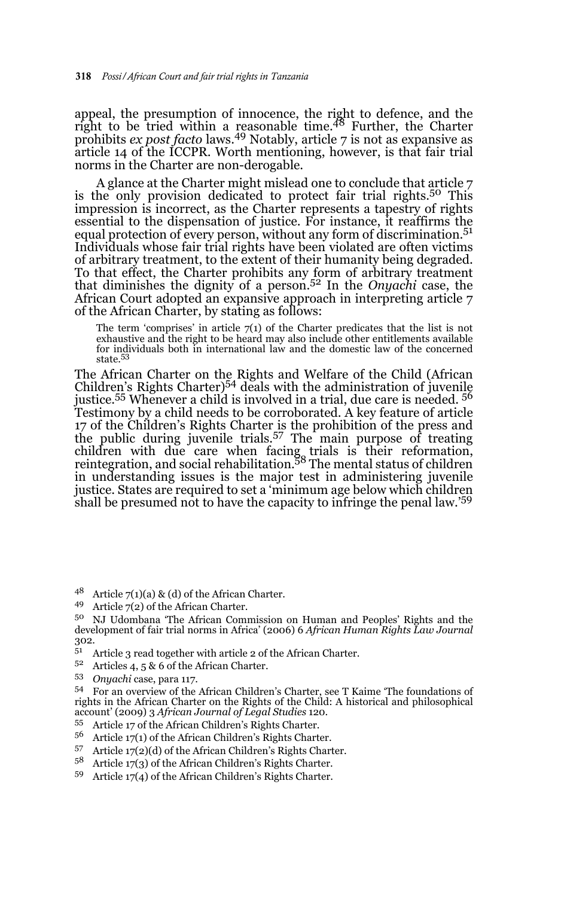appeal, the presumption of innocence, the right to defence, and the right to be tried within a reasonable time.[48] Further, the Charter prohibits *ex post facto* laws.[49] Notably, article 7 is not as expansive as article 14 of the ICCPR. Worth mentioning, however, is that fair trial norms in the Charter are non-derogable.

A glance at the Charter might mislead one to conclude that article 7 is the only provision dedicated to protect fair trial rights.[50] This impression is incorrect, as the Charter represents a tapestry of rights essential to the dispensation of justice. For instance, it reaffirms the equal protection of every person, without any form of discrimination.[51] Individuals whose fair trial rights have been violated are often victims of arbitrary treatment, to the extent of their humanity being degraded. To that effect, the Charter prohibits any form of arbitrary treatment that diminishes the dignity of a person.[52] In the *Onyachi* case, the African Court adopted an expansive approach in interpreting article 7 of the African Charter, by stating as follows:

> The term 'comprises' in article 7(1) of the Charter predicates that the list is not exhaustive and the right to be heard may also include other entitlements available for individuals both in international law and the domestic law of the concerned state.[53]

The African Charter on the Rights and Welfare of the Child (African Children's Rights Charter)[54] deals with the administration of juvenile justice.[55] Whenever a child is involved in a trial, due care is needed. [56] Testimony by a child needs to be corroborated. A key feature of article 17 of the Children's Rights Charter is the prohibition of the press and the public during juvenile trials.[57] The main purpose of treating children with due care when facing trials is their reformation, reintegration, and social rehabilitation.[58] The mental status of children in understanding issues is the major test in administering juvenile justice. States are required to set a 'minimum age below which children shall be presumed not to have the capacity to infringe the penal law.'[59]

---

[48] Article 7(1)(a) & (d) of the African Charter.

[49] Article 7(2) of the African Charter.

[50] NJ Udombana 'The African Commission on Human and Peoples' Rights and the development of fair trial norms in Africa' (2006) 6 *African Human Rights Law Journal* 302.

[51] Article 3 read together with article 2 of the African Charter.

[52] Articles 4, 5 & 6 of the African Charter.

[53] *Onyachi* case, para 117.

[54] For an overview of the African Children's Charter, see T Kaime 'The foundations of rights in the African Charter on the Rights of the Child: A historical and philosophical account' (2009) 3 *African Journal of Legal Studies* 120.

[55] Article 17 of the African Children's Rights Charter.

[56] Article 17(1) of the African Children's Rights Charter.

[57] Article 17(2)(d) of the African Children's Rights Charter.

[58] Article 17(3) of the African Children's Rights Charter.

[59] Article 17(4) of the African Children's Rights Charter.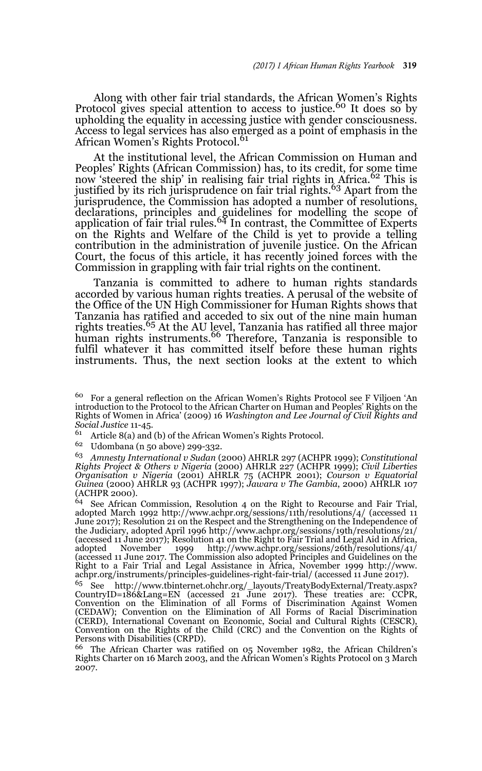Along with other fair trial standards, the African Women's Rights Protocol gives special attention to access to justice.[60] It does so by upholding the equality in accessing justice with gender consciousness. Access to legal services has also emerged as a point of emphasis in the African Women's Rights Protocol.[61]

At the institutional level, the African Commission on Human and Peoples' Rights (African Commission) has, to its credit, for some time now 'steered the ship' in realising fair trial rights in Africa.[62] This is justified by its rich jurisprudence on fair trial rights.[63] Apart from the jurisprudence, the Commission has adopted a number of resolutions, declarations, principles and guidelines for modelling the scope of application of fair trial rules.[64] In contrast, the Committee of Experts on the Rights and Welfare of the Child is yet to provide a telling contribution in the administration of juvenile justice. On the African Court, the focus of this article, it has recently joined forces with the Commission in grappling with fair trial rights on the continent.

Tanzania is committed to adhere to human rights standards accorded by various human rights treaties. A perusal of the website of the Office of the UN High Commissioner for Human Rights shows that Tanzania has ratified and acceded to six out of the nine main human rights treaties.[65] At the AU level, Tanzania has ratified all three major human rights instruments.[66] Therefore, Tanzania is responsible to fulfil whatever it has committed itself before these human rights instruments. Thus, the next section looks at the extent to which

---

[60] For a general reflection on the African Women's Rights Protocol see F Viljoen 'An introduction to the Protocol to the African Charter on Human and Peoples' Rights on the Rights of Women in Africa' (2009) 16 *Washington and Lee Journal of Civil Rights and Social Justice* 11-45.

[61] Article 8(a) and (b) of the African Women's Rights Protocol.

[62] Udombana (n 50 above) 299-332.

[63] *Amnesty International v Sudan* (2000) AHRLR 297 (ACHPR 1999); *Constitutional Rights Project & Others v Nigeria* (2000) AHRLR 227 (ACHPR 1999); *Civil Liberties Organisation v Nigeria* (2001) AHRLR 75 (ACHPR 2001); *Courson v Equatorial Guinea* (2000) AHRLR 93 (ACHPR 1997); *Jawara v The Gambia*, 2000) AHRLR 107 (ACHPR 2000).

[64] See African Commission, Resolution 4 on the Right to Recourse and Fair Trial, adopted March 1992 http://www.achpr.org/sessions/11th/resolutions/4/ (accessed 11 June 2017); Resolution 21 on the Respect and the Strengthening on the Independence of the Judiciary, adopted April 1996 http://www.achpr.org/sessions/19th/resolutions/21/ (accessed 11 June 2017); Resolution 41 on the Right to Fair Trial and Legal Aid in Africa, adopted November 1999 http://www.achpr.org/sessions/26th/resolutions/41/ (accessed 11 June 2017. The Commission also adopted Principles and Guidelines on the Right to a Fair Trial and Legal Assistance in Africa, November 1999 http://www.achpr.org/instruments/principles-guidelines-right-fair-trial/ (accessed 11 June 2017).

[65] See http://www.tbinternet.ohchr.org/_layouts/TreatyBodyExternal/Treaty.aspx?CountryID=186&Lang=EN (accessed 21 June 2017). These treaties are: CCPR, Convention on the Elimination of all Forms of Discrimination Against Women (CEDAW); Convention on the Elimination of All Forms of Racial Discrimination (CERD), International Covenant on Economic, Social and Cultural Rights (CESCR), Convention on the Rights of the Child (CRC) and the Convention on the Rights of Persons with Disabilities (CRPD).

[66] The African Charter was ratified on 05 November 1982, the African Children's Rights Charter on 16 March 2003, and the African Women's Rights Protocol on 3 March 2007.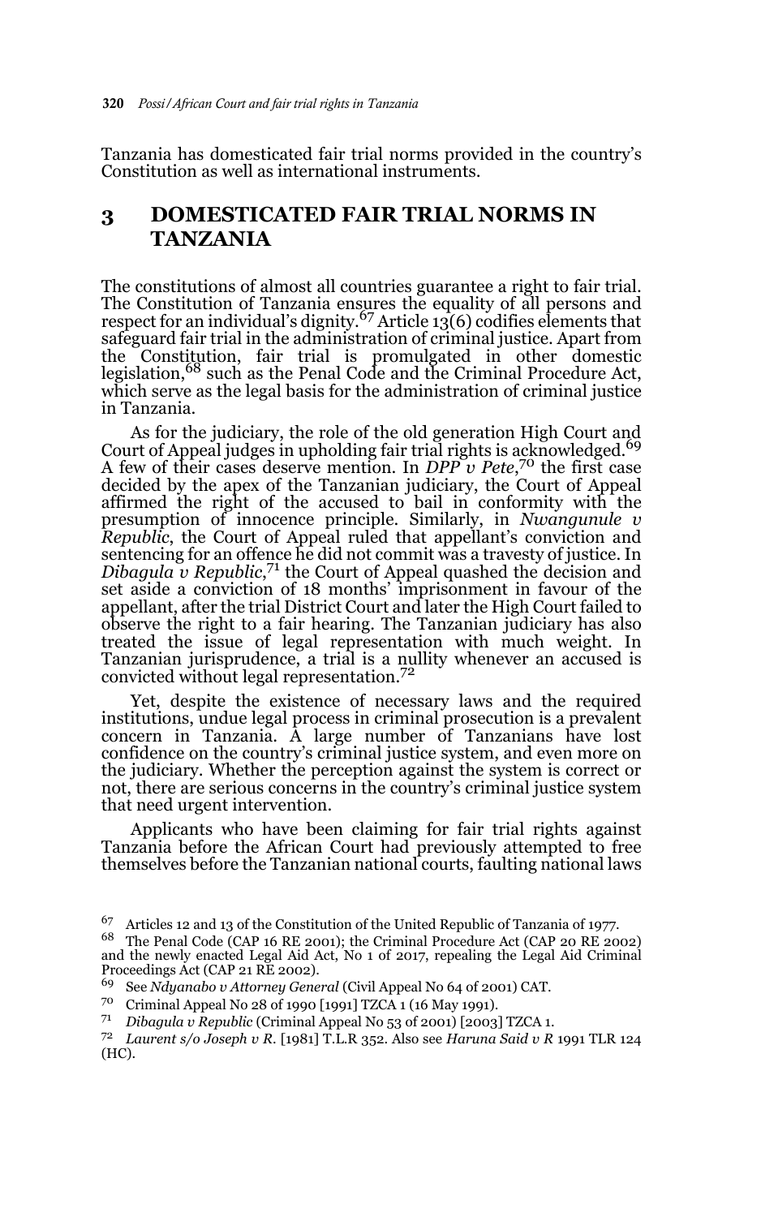Tanzania has domesticated fair trial norms provided in the country's Constitution as well as international instruments.

## 3 DOMESTICATED FAIR TRIAL NORMS IN TANZANIA

The constitutions of almost all countries guarantee a right to fair trial. The Constitution of Tanzania ensures the equality of all persons and respect for an individual's dignity.[67] Article 13(6) codifies elements that safeguard fair trial in the administration of criminal justice. Apart from the Constitution, fair trial is promulgated in other domestic legislation,[68] such as the Penal Code and the Criminal Procedure Act, which serve as the legal basis for the administration of criminal justice in Tanzania.

As for the judiciary, the role of the old generation High Court and Court of Appeal judges in upholding fair trial rights is acknowledged.[69] A few of their cases deserve mention. In *DPP v Pete*,[70] the first case decided by the apex of the Tanzanian judiciary, the Court of Appeal affirmed the right of the accused to bail in conformity with the presumption of innocence principle. Similarly, in *Nwangunule v Republic*, the Court of Appeal ruled that appellant's conviction and sentencing for an offence he did not commit was a travesty of justice. In *Dibagula v Republic*,[71] the Court of Appeal quashed the decision and set aside a conviction of 18 months' imprisonment in favour of the appellant, after the trial District Court and later the High Court failed to observe the right to a fair hearing. The Tanzanian judiciary has also treated the issue of legal representation with much weight. In Tanzanian jurisprudence, a trial is a nullity whenever an accused is convicted without legal representation.[72]

Yet, despite the existence of necessary laws and the required institutions, undue legal process in criminal prosecution is a prevalent concern in Tanzania. A large number of Tanzanians have lost confidence on the country's criminal justice system, and even more on the judiciary. Whether the perception against the system is correct or not, there are serious concerns in the country's criminal justice system that need urgent intervention.

Applicants who have been claiming for fair trial rights against Tanzania before the African Court had previously attempted to free themselves before the Tanzanian national courts, faulting national laws

---

[67] Articles 12 and 13 of the Constitution of the United Republic of Tanzania of 1977.

[68] The Penal Code (CAP 16 RE 2001); the Criminal Procedure Act (CAP 20 RE 2002) and the newly enacted Legal Aid Act, No 1 of 2017, repealing the Legal Aid Criminal Proceedings Act (CAP 21 RE 2002).

[69] See *Ndyanabo v Attorney General* (Civil Appeal No 64 of 2001) CAT.

[70] Criminal Appeal No 28 of 1990 [1991] TZCA 1 (16 May 1991).

[71] *Dibagula v Republic* (Criminal Appeal No 53 of 2001) [2003] TZCA 1.

[72] *Laurent s/o Joseph v R.* [1981] T.L.R 352. Also see *Haruna Said v R* 1991 TLR 124 (HC).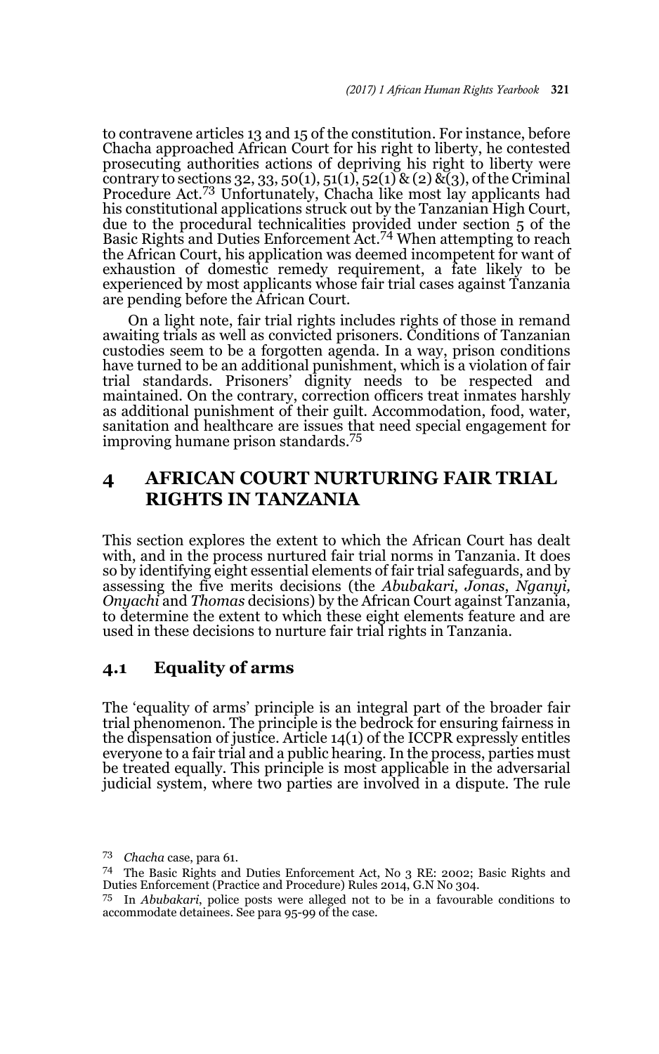to contravene articles 13 and 15 of the constitution. For instance, before Chacha approached African Court for his right to liberty, he contested prosecuting authorities actions of depriving his right to liberty were contrary to sections 32, 33, 50(1), 51(1), 52(1) & (2) &(3), of the Criminal Procedure Act.[73] Unfortunately, Chacha like most lay applicants had his constitutional applications struck out by the Tanzanian High Court, due to the procedural technicalities provided under section 5 of the Basic Rights and Duties Enforcement Act.[74] When attempting to reach the African Court, his application was deemed incompetent for want of exhaustion of domestic remedy requirement, a fate likely to be experienced by most applicants whose fair trial cases against Tanzania are pending before the African Court.

On a light note, fair trial rights includes rights of those in remand awaiting trials as well as convicted prisoners. Conditions of Tanzanian custodies seem to be a forgotten agenda. In a way, prison conditions have turned to be an additional punishment, which is a violation of fair trial standards. Prisoners' dignity needs to be respected and maintained. On the contrary, correction officers treat inmates harshly as additional punishment of their guilt. Accommodation, food, water, sanitation and healthcare are issues that need special engagement for improving humane prison standards.[75]

## 4 AFRICAN COURT NURTURING FAIR TRIAL RIGHTS IN TANZANIA

This section explores the extent to which the African Court has dealt with, and in the process nurtured fair trial norms in Tanzania. It does so by identifying eight essential elements of fair trial safeguards, and by assessing the five merits decisions (the *Abubakari*, *Jonas*, *Nganyi*, *Onyachi* and *Thomas* decisions) by the African Court against Tanzania, to determine the extent to which these eight elements feature and are used in these decisions to nurture fair trial rights in Tanzania.

### 4.1 Equality of arms

The 'equality of arms' principle is an integral part of the broader fair trial phenomenon. The principle is the bedrock for ensuring fairness in the dispensation of justice. Article 14(1) of the ICCPR expressly entitles everyone to a fair trial and a public hearing. In the process, parties must be treated equally. This principle is most applicable in the adversarial judicial system, where two parties are involved in a dispute. The rule

---

73 *Chacha* case, para 61.

74 The Basic Rights and Duties Enforcement Act, No 3 RE: 2002; Basic Rights and Duties Enforcement (Practice and Procedure) Rules 2014, G.N No 304.

75 In *Abubakari*, police posts were alleged not to be in a favourable conditions to accommodate detainees. See para 95-99 of the case.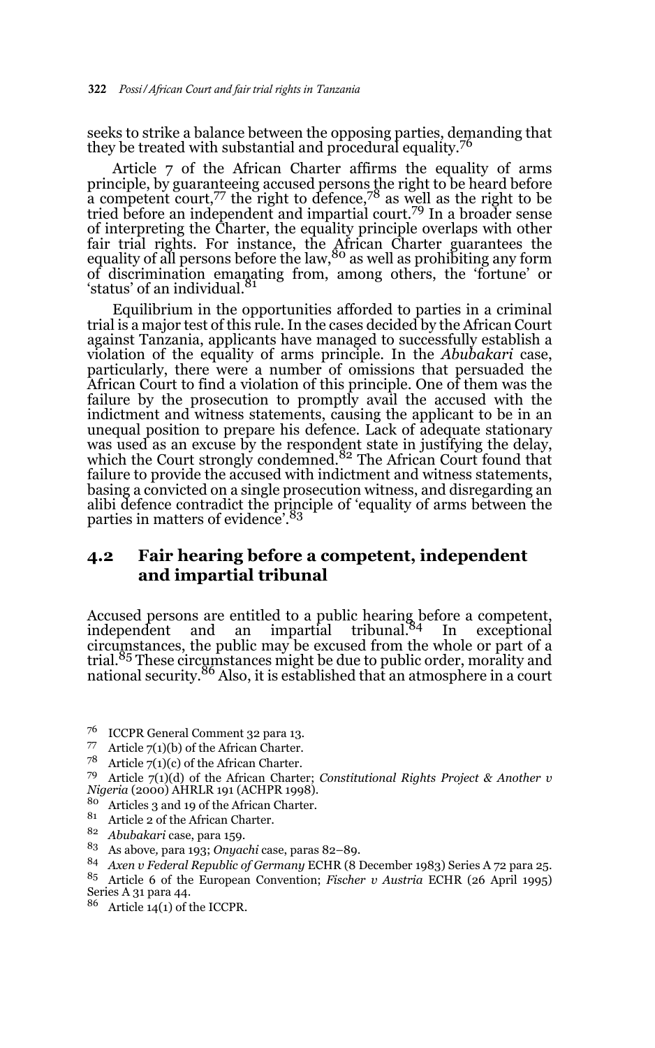seeks to strike a balance between the opposing parties, demanding that they be treated with substantial and procedural equality.[76]

Article 7 of the African Charter affirms the equality of arms principle, by guaranteeing accused persons the right to be heard before a competent court,[77] the right to defence,[78] as well as the right to be tried before an independent and impartial court.[79] In a broader sense of interpreting the Charter, the equality principle overlaps with other fair trial rights. For instance, the African Charter guarantees the equality of all persons before the law,[80] as well as prohibiting any form of discrimination emanating from, among others, the 'fortune' or 'status' of an individual.[81]

Equilibrium in the opportunities afforded to parties in a criminal trial is a major test of this rule. In the cases decided by the African Court against Tanzania, applicants have managed to successfully establish a violation of the equality of arms principle. In the *Abubakari* case, particularly, there were a number of omissions that persuaded the African Court to find a violation of this principle. One of them was the failure by the prosecution to promptly avail the accused with the indictment and witness statements, causing the applicant to be in an unequal position to prepare his defence. Lack of adequate stationary was used as an excuse by the respondent state in justifying the delay, which the Court strongly condemned.[82] The African Court found that failure to provide the accused with indictment and witness statements, basing a convicted on a single prosecution witness, and disregarding an alibi defence contradict the principle of 'equality of arms between the parties in matters of evidence'.[83]

## 4.2 Fair hearing before a competent, independent and impartial tribunal

Accused persons are entitled to a public hearing before a competent, independent and an impartial tribunal.[84] In exceptional circumstances, the public may be excused from the whole or part of a trial.[85] These circumstances might be due to public order, morality and national security.[86] Also, it is established that an atmosphere in a court

---

76 ICCPR General Comment 32 para 13.

77 Article 7(1)(b) of the African Charter.

78 Article 7(1)(c) of the African Charter.

79 Article 7(1)(d) of the African Charter; *Constitutional Rights Project & Another v Nigeria* (2000) AHRLR 191 (ACHPR 1998).

80 Articles 3 and 19 of the African Charter.

81 Article 2 of the African Charter.

82 *Abubakari* case, para 159.

83 As above*,* para 193; *Onyachi* case, paras 82–89.

84 *Axen v Federal Republic of Germany* ECHR (8 December 1983) Series A 72 para 25.

85 Article 6 of the European Convention; *Fischer v Austria* ECHR (26 April 1995) Series A 31 para 44.

86 Article 14(1) of the ICCPR.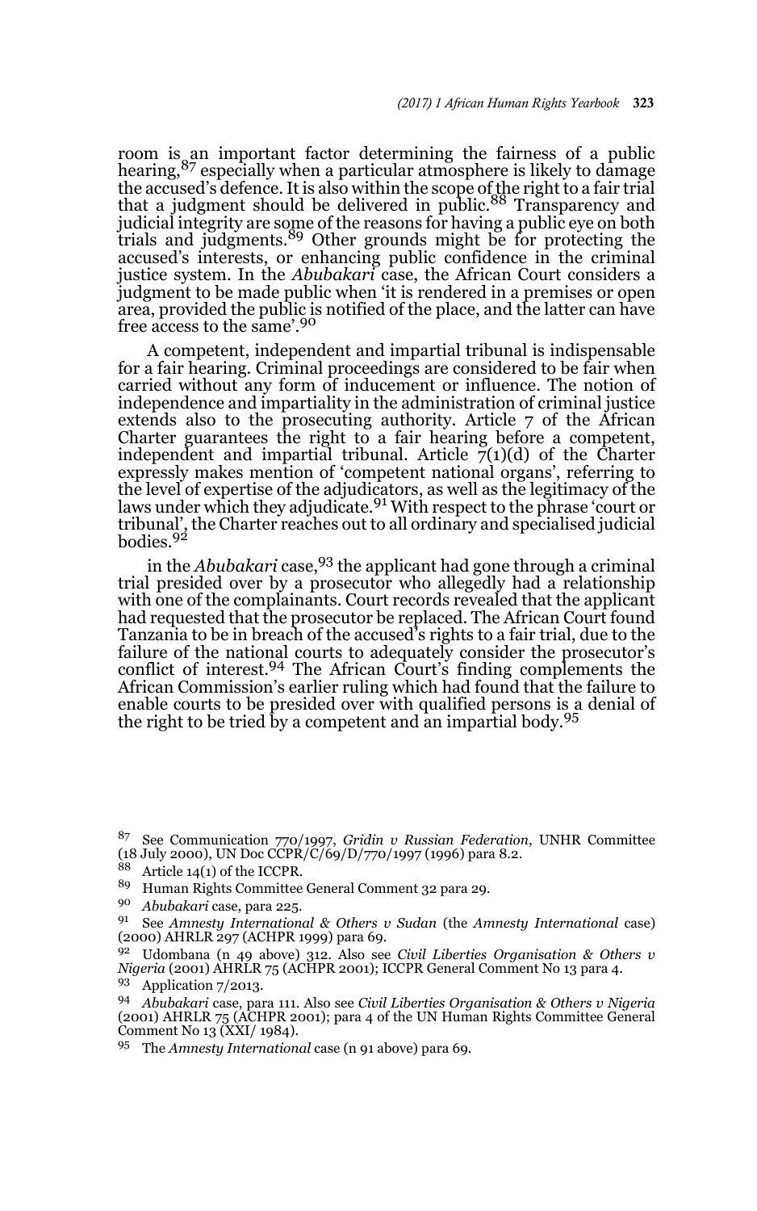room is an important factor determining the fairness of a public hearing,[87] especially when a particular atmosphere is likely to damage the accused's defence. It is also within the scope of the right to a fair trial that a judgment should be delivered in public.[88] Transparency and judicial integrity are some of the reasons for having a public eye on both trials and judgments.[89] Other grounds might be for protecting the accused's interests, or enhancing public confidence in the criminal justice system. In the *Abubakari* case, the African Court considers a judgment to be made public when 'it is rendered in a premises or open area, provided the public is notified of the place, and the latter can have free access to the same'.[90]

A competent, independent and impartial tribunal is indispensable for a fair hearing. Criminal proceedings are considered to be fair when carried without any form of inducement or influence. The notion of independence and impartiality in the administration of criminal justice extends also to the prosecuting authority. Article 7 of the African Charter guarantees the right to a fair hearing before a competent, independent and impartial tribunal. Article 7(1)(d) of the Charter expressly makes mention of 'competent national organs', referring to the level of expertise of the adjudicators, as well as the legitimacy of the laws under which they adjudicate.[91] With respect to the phrase 'court or tribunal', the Charter reaches out to all ordinary and specialised judicial bodies.[92]

in the *Abubakari* case,[93] the applicant had gone through a criminal trial presided over by a prosecutor who allegedly had a relationship with one of the complainants. Court records revealed that the applicant had requested that the prosecutor be replaced. The African Court found Tanzania to be in breach of the accused's rights to a fair trial, due to the failure of the national courts to adequately consider the prosecutor's conflict of interest.[94] The African Court's finding complements the African Commission's earlier ruling which had found that the failure to enable courts to be presided over with qualified persons is a denial of the right to be tried by a competent and an impartial body.[95]

---

[87] See Communication 770/1997, *Gridin v Russian Federation*, UNHR Committee (18 July 2000), UN Doc CCPR/C/69/D/770/1997 (1996) para 8.2.

[88] Article 14(1) of the ICCPR.

[89] Human Rights Committee General Comment 32 para 29.

[90] *Abubakari* case, para 225.

[91] See *Amnesty International & Others v Sudan* (the *Amnesty International* case) (2000) AHRLR 297 (ACHPR 1999) para 69.

[92] Udombana (n 49 above) 312. Also see *Civil Liberties Organisation & Others v Nigeria* (2001) AHRLR 75 (ACHPR 2001); ICCPR General Comment No 13 para 4.

[93] Application 7/2013.

[94] *Abubakari* case, para 111. Also see *Civil Liberties Organisation & Others v Nigeria* (2001) AHRLR 75 (ACHPR 2001); para 4 of the UN Human Rights Committee General Comment No 13 (XXI/ 1984).

[95] The *Amnesty International* case (n 91 above) para 69.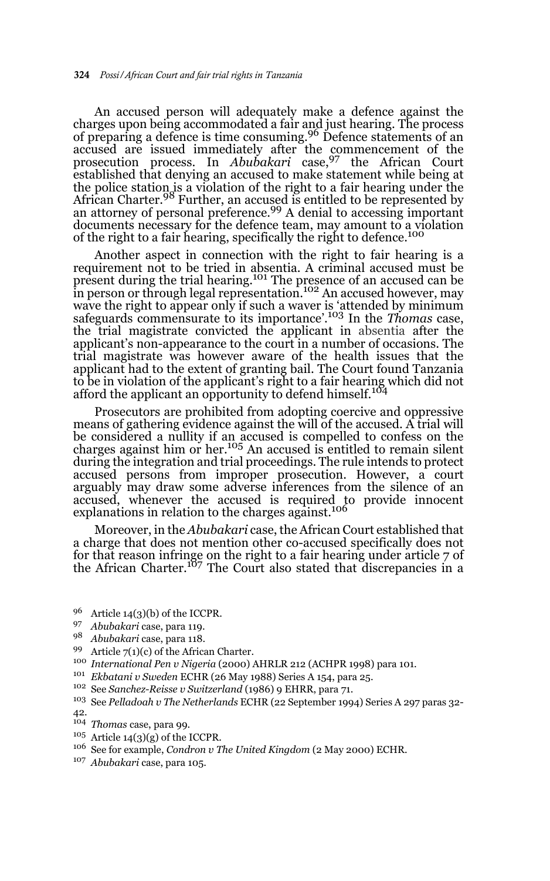An accused person will adequately make a defence against the charges upon being accommodated a fair and just hearing. The process of preparing a defence is time consuming.[96] Defence statements of an accused are issued immediately after the commencement of the prosecution process. In *Abubakari* case,[97] the African Court established that denying an accused to make statement while being at the police station is a violation of the right to a fair hearing under the African Charter.[98] Further, an accused is entitled to be represented by an attorney of personal preference.[99] A denial to accessing important documents necessary for the defence team, may amount to a violation of the right to a fair hearing, specifically the right to defence.[100]

Another aspect in connection with the right to fair hearing is a requirement not to be tried in absentia. A criminal accused must be present during the trial hearing.[101] The presence of an accused can be in person or through legal representation.[102] An accused however, may wave the right to appear only if such a waver is 'attended by minimum safeguards commensurate to its importance'.[103] In the *Thomas* case, the trial magistrate convicted the applicant in absentia after the applicant's non-appearance to the court in a number of occasions. The trial magistrate was however aware of the health issues that the applicant had to the extent of granting bail. The Court found Tanzania to be in violation of the applicant's right to a fair hearing which did not afford the applicant an opportunity to defend himself.[104]

Prosecutors are prohibited from adopting coercive and oppressive means of gathering evidence against the will of the accused. A trial will be considered a nullity if an accused is compelled to confess on the charges against him or her.[105] An accused is entitled to remain silent during the integration and trial proceedings. The rule intends to protect accused persons from improper prosecution. However, a court arguably may draw some adverse inferences from the silence of an accused, whenever the accused is required to provide innocent explanations in relation to the charges against.[106]

Moreover, in the *Abubakari* case, the African Court established that a charge that does not mention other co-accused specifically does not for that reason infringe on the right to a fair hearing under article 7 of the African Charter.[107] The Court also stated that discrepancies in a

---

[96] Article 14(3)(b) of the ICCPR.

[97] *Abubakari* case, para 119.

[98] *Abubakari* case, para 118.

[99] Article 7(1)(c) of the African Charter.

[100] *International Pen v Nigeria* (2000) AHRLR 212 (ACHPR 1998) para 101.

[101] *Ekbatani v Sweden* ECHR (26 May 1988) Series A 154, para 25.

[102] See *Sanchez-Reisse v Switzerland* (1986) 9 EHRR, para 71.

[103] See *Pelladoah v The Netherlands* ECHR (22 September 1994) Series A 297 paras 32-42.

[104] *Thomas* case, para 99.

[105] Article 14(3)(g) of the ICCPR.

[106] See for example, *Condron v The United Kingdom* (2 May 2000) ECHR.

[107] *Abubakari* case, para 105.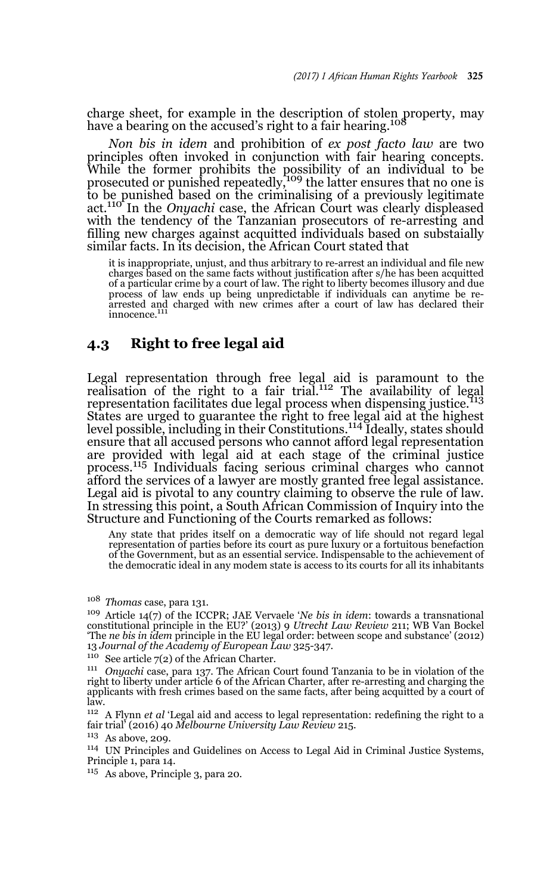charge sheet, for example in the description of stolen property, may have a bearing on the accused's right to a fair hearing.[108]

*Non bis in idem* and prohibition of *ex post facto law* are two principles often invoked in conjunction with fair hearing concepts. While the former prohibits the possibility of an individual to be prosecuted or punished repeatedly,[109] the latter ensures that no one is to be punished based on the criminalising of a previously legitimate act.[110] In the *Onyachi* case, the African Court was clearly displeased with the tendency of the Tanzanian prosecutors of re-arresting and filling new charges against acquitted individuals based on substaially similar facts. In its decision, the African Court stated that

> it is inappropriate, unjust, and thus arbitrary to re-arrest an individual and file new charges based on the same facts without justification after s/he has been acquitted of a particular crime by a court of law. The right to liberty becomes illusory and due process of law ends up being unpredictable if individuals can anytime be re-arrested and charged with new crimes after a court of law has declared their innocence.[111]

## 4.3 Right to free legal aid

Legal representation through free legal aid is paramount to the realisation of the right to a fair trial.[112] The availability of legal representation facilitates due legal process when dispensing justice.[113] States are urged to guarantee the right to free legal aid at the highest level possible, including in their Constitutions.[114] Ideally, states should ensure that all accused persons who cannot afford legal representation are provided with legal aid at each stage of the criminal justice process.[115] Individuals facing serious criminal charges who cannot afford the services of a lawyer are mostly granted free legal assistance. Legal aid is pivotal to any country claiming to observe the rule of law. In stressing this point, a South African Commission of Inquiry into the Structure and Functioning of the Courts remarked as follows:

> Any state that prides itself on a democratic way of life should not regard legal representation of parties before its court as pure luxury or a fortuitous benefaction of the Government, but as an essential service. Indispensable to the achievement of the democratic ideal in any modem state is access to its courts for all its inhabitants

---

[108] *Thomas* case, para 131.

[109] Article 14(7) of the ICCPR; JAE Vervaele '*Ne bis in idem*: towards a transnational constitutional principle in the EU?' (2013) 9 *Utrecht Law Review* 211; WB Van Bockel 'The *ne bis in idem* principle in the EU legal order: between scope and substance' (2012) 13 *Journal of the Academy of European Law* 325-347.

[110] See article 7(2) of the African Charter.

[111] *Onyachi* case, para 137. The African Court found Tanzania to be in violation of the right to liberty under article 6 of the African Charter, after re-arresting and charging the applicants with fresh crimes based on the same facts, after being acquitted by a court of law.

[112] A Flynn *et al* 'Legal aid and access to legal representation: redefining the right to a fair trial' (2016) 40 *Melbourne University Law Review* 215.

[113] As above, 209.

[114] UN Principles and Guidelines on Access to Legal Aid in Criminal Justice Systems, Principle 1, para 14.

[115] As above, Principle 3, para 20.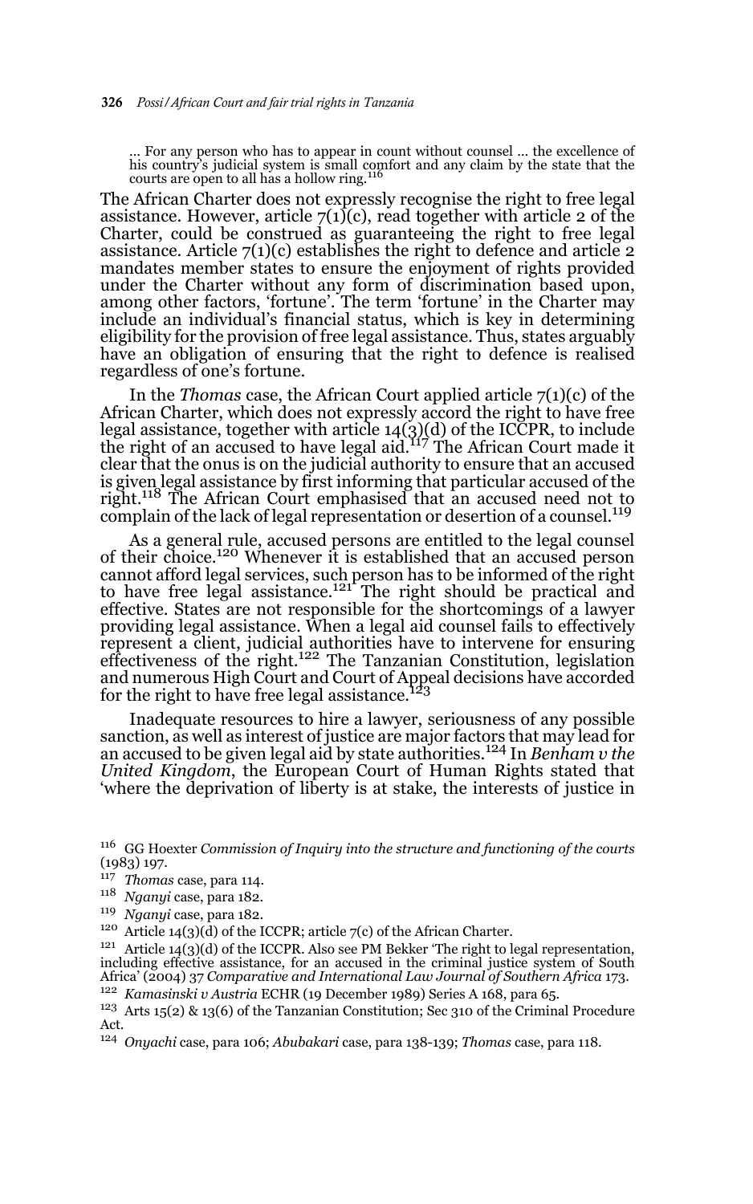> … For any person who has to appear in count without counsel … the excellence of his country's judicial system is small comfort and any claim by the state that the courts are open to all has a hollow ring.[116]

The African Charter does not expressly recognise the right to free legal assistance. However, article 7(1)(c), read together with article 2 of the Charter, could be construed as guaranteeing the right to free legal assistance. Article 7(1)(c) establishes the right to defence and article 2 mandates member states to ensure the enjoyment of rights provided under the Charter without any form of discrimination based upon, among other factors, 'fortune'. The term 'fortune' in the Charter may include an individual's financial status, which is key in determining eligibility for the provision of free legal assistance. Thus, states arguably have an obligation of ensuring that the right to defence is realised regardless of one's fortune.

In the *Thomas* case, the African Court applied article 7(1)(c) of the African Charter, which does not expressly accord the right to have free legal assistance, together with article 14(3)(d) of the ICCPR, to include the right of an accused to have legal aid.[117] The African Court made it clear that the onus is on the judicial authority to ensure that an accused is given legal assistance by first informing that particular accused of the right.[118] The African Court emphasised that an accused need not to complain of the lack of legal representation or desertion of a counsel.[119]

As a general rule, accused persons are entitled to the legal counsel of their choice.[120] Whenever it is established that an accused person cannot afford legal services, such person has to be informed of the right to have free legal assistance.[121] The right should be practical and effective. States are not responsible for the shortcomings of a lawyer providing legal assistance. When a legal aid counsel fails to effectively represent a client, judicial authorities have to intervene for ensuring effectiveness of the right.[122] The Tanzanian Constitution, legislation and numerous High Court and Court of Appeal decisions have accorded for the right to have free legal assistance.[123]

Inadequate resources to hire a lawyer, seriousness of any possible sanction, as well as interest of justice are major factors that may lead for an accused to be given legal aid by state authorities.[124] In *Benham v the United Kingdom*, the European Court of Human Rights stated that 'where the deprivation of liberty is at stake, the interests of justice in

---

[116] GG Hoexter *Commission of Inquiry into the structure and functioning of the courts* (1983) 197.

[117] *Thomas* case, para 114.

[118] *Nganyi* case, para 182.

[119] *Nganyi* case, para 182.

[120] Article 14(3)(d) of the ICCPR; article 7(c) of the African Charter.

[121] Article 14(3)(d) of the ICCPR. Also see PM Bekker 'The right to legal representation, including effective assistance, for an accused in the criminal justice system of South Africa' (2004) 37 *Comparative and International Law Journal of Southern Africa* 173.

[122] *Kamasinski v Austria* ECHR (19 December 1989) Series A 168, para 65.

[123] Arts 15(2) & 13(6) of the Tanzanian Constitution; Sec 310 of the Criminal Procedure Act.

[124] *Onyachi* case, para 106; *Abubakari* case, para 138-139; *Thomas* case, para 118.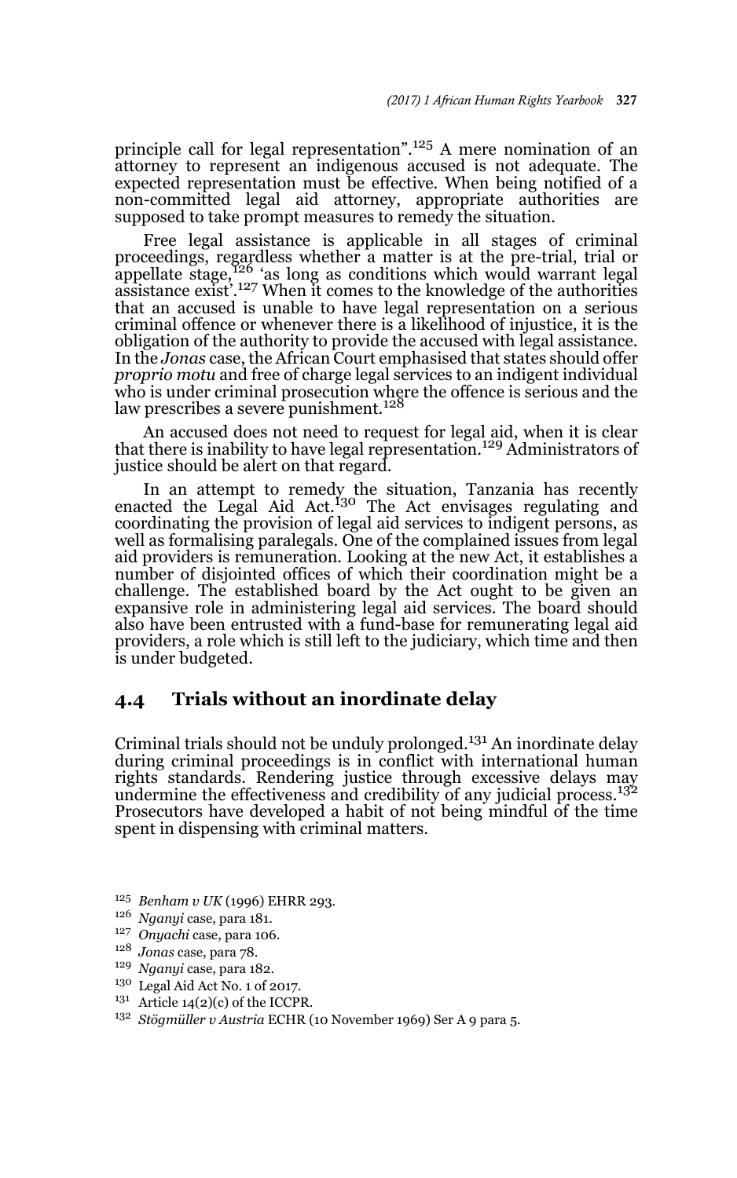principle call for legal representation".[125] A mere nomination of an attorney to represent an indigenous accused is not adequate. The expected representation must be effective. When being notified of a non-committed legal aid attorney, appropriate authorities are supposed to take prompt measures to remedy the situation.

Free legal assistance is applicable in all stages of criminal proceedings, regardless whether a matter is at the pre-trial, trial or appellate stage,[126] 'as long as conditions which would warrant legal assistance exist'.[127] When it comes to the knowledge of the authorities that an accused is unable to have legal representation on a serious criminal offence or whenever there is a likelihood of injustice, it is the obligation of the authority to provide the accused with legal assistance. In the *Jonas* case, the African Court emphasised that states should offer *proprio motu* and free of charge legal services to an indigent individual who is under criminal prosecution where the offence is serious and the law prescribes a severe punishment.[128]

An accused does not need to request for legal aid, when it is clear that there is inability to have legal representation.[129] Administrators of justice should be alert on that regard.

In an attempt to remedy the situation, Tanzania has recently enacted the Legal Aid Act.[130] The Act envisages regulating and coordinating the provision of legal aid services to indigent persons, as well as formalising paralegals. One of the complained issues from legal aid providers is remuneration. Looking at the new Act, it establishes a number of disjointed offices of which their coordination might be a challenge. The established board by the Act ought to be given an expansive role in administering legal aid services. The board should also have been entrusted with a fund-base for remunerating legal aid providers, a role which is still left to the judiciary, which time and then is under budgeted.

## 4.4 Trials without an inordinate delay

Criminal trials should not be unduly prolonged.[131] An inordinate delay during criminal proceedings is in conflict with international human rights standards. Rendering justice through excessive delays may undermine the effectiveness and credibility of any judicial process.[132] Prosecutors have developed a habit of not being mindful of the time spent in dispensing with criminal matters.

[125] *Benham v UK* (1996) EHRR 293.
[126] *Nganyi* case, para 181.
[127] *Onyachi* case, para 106.
[128] *Jonas* case, para 78.
[129] *Nganyi* case, para 182.
[130] Legal Aid Act No. 1 of 2017.
[131] Article 14(2)(c) of the ICCPR.
[132] *Stögmüller v Austria* ECHR (10 November 1969) Ser A 9 para 5.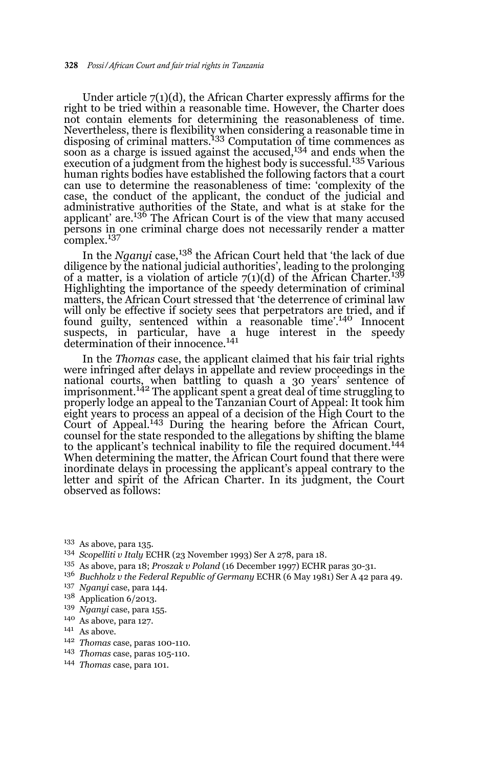Under article 7(1)(d), the African Charter expressly affirms for the right to be tried within a reasonable time. However, the Charter does not contain elements for determining the reasonableness of time. Nevertheless, there is flexibility when considering a reasonable time in disposing of criminal matters.[133] Computation of time commences as soon as a charge is issued against the accused,[134] and ends when the execution of a judgment from the highest body is successful.[135] Various human rights bodies have established the following factors that a court can use to determine the reasonableness of time: 'complexity of the case, the conduct of the applicant, the conduct of the judicial and administrative authorities of the State, and what is at stake for the applicant' are.[136] The African Court is of the view that many accused persons in one criminal charge does not necessarily render a matter complex.[137]

In the *Nganyi* case,[138] the African Court held that 'the lack of due diligence by the national judicial authorities', leading to the prolonging of a matter, is a violation of article 7(1)(d) of the African Charter.[139] Highlighting the importance of the speedy determination of criminal matters, the African Court stressed that 'the deterrence of criminal law will only be effective if society sees that perpetrators are tried, and if found guilty, sentenced within a reasonable time'.[140] Innocent suspects, in particular, have a huge interest in the speedy determination of their innocence.[141]

In the *Thomas* case, the applicant claimed that his fair trial rights were infringed after delays in appellate and review proceedings in the national courts, when battling to quash a 30 years' sentence of imprisonment.[142] The applicant spent a great deal of time struggling to properly lodge an appeal to the Tanzanian Court of Appeal: It took him eight years to process an appeal of a decision of the High Court to the Court of Appeal.[143] During the hearing before the African Court, counsel for the state responded to the allegations by shifting the blame to the applicant's technical inability to file the required document.[144] When determining the matter, the African Court found that there were inordinate delays in processing the applicant's appeal contrary to the letter and spirit of the African Charter. In its judgment, the Court observed as follows:

---

133 As above, para 135.

134 *Scopelliti v Italy* ECHR (23 November 1993) Ser A 278, para 18.

135 As above, para 18; *Proszak v Poland* (16 December 1997) ECHR paras 30-31.

136 *Buchholz v the Federal Republic of Germany* ECHR (6 May 1981) Ser A 42 para 49.

137 *Nganyi* case, para 144.

138 Application 6/2013.

139 *Nganyi* case, para 155.

140 As above, para 127.

141 As above.

142 *Thomas* case, paras 100-110.

143 *Thomas* case, paras 105-110.

144 *Thomas* case, para 101.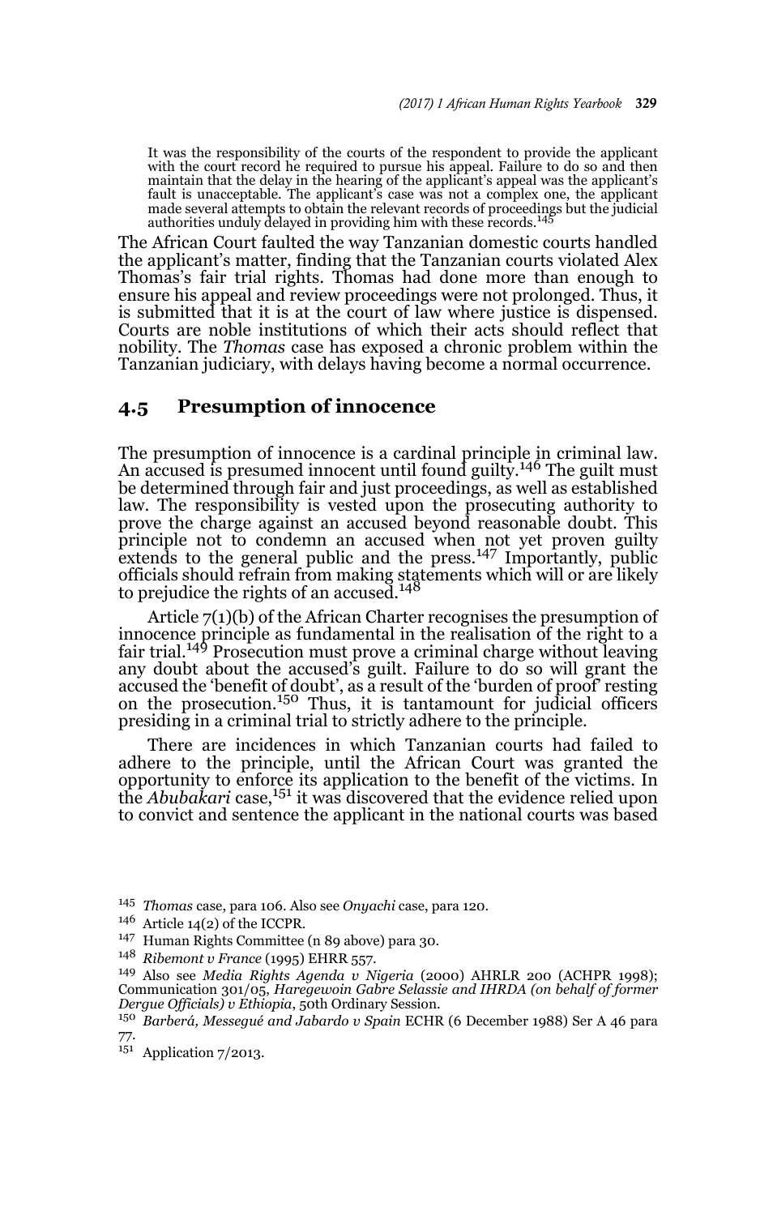> It was the responsibility of the courts of the respondent to provide the applicant with the court record he required to pursue his appeal. Failure to do so and then maintain that the delay in the hearing of the applicant's appeal was the applicant's fault is unacceptable. The applicant's case was not a complex one, the applicant made several attempts to obtain the relevant records of proceedings but the judicial authorities unduly delayed in providing him with these records.[145]

The African Court faulted the way Tanzanian domestic courts handled the applicant's matter, finding that the Tanzanian courts violated Alex Thomas's fair trial rights. Thomas had done more than enough to ensure his appeal and review proceedings were not prolonged. Thus, it is submitted that it is at the court of law where justice is dispensed. Courts are noble institutions of which their acts should reflect that nobility. The *Thomas* case has exposed a chronic problem within the Tanzanian judiciary, with delays having become a normal occurrence.

## 4.5 Presumption of innocence

The presumption of innocence is a cardinal principle in criminal law. An accused is presumed innocent until found guilty.[146] The guilt must be determined through fair and just proceedings, as well as established law. The responsibility is vested upon the prosecuting authority to prove the charge against an accused beyond reasonable doubt. This principle not to condemn an accused when not yet proven guilty extends to the general public and the press.[147] Importantly, public officials should refrain from making statements which will or are likely to prejudice the rights of an accused.[148]

Article 7(1)(b) of the African Charter recognises the presumption of innocence principle as fundamental in the realisation of the right to a fair trial.[149] Prosecution must prove a criminal charge without leaving any doubt about the accused's guilt. Failure to do so will grant the accused the 'benefit of doubt', as a result of the 'burden of proof' resting on the prosecution.[150] Thus, it is tantamount for judicial officers presiding in a criminal trial to strictly adhere to the principle.

There are incidences in which Tanzanian courts had failed to adhere to the principle, until the African Court was granted the opportunity to enforce its application to the benefit of the victims. In the *Abubakari* case,[151] it was discovered that the evidence relied upon to convict and sentence the applicant in the national courts was based

---

145 *Thomas* case, para 106. Also see *Onyachi* case, para 120.

146 Article 14(2) of the ICCPR.

147 Human Rights Committee (n 89 above) para 30.

148 *Ribemont v France* (1995) EHRR 557.

149 Also see *Media Rights Agenda v Nigeria* (2000) AHRLR 200 (ACHPR 1998); Communication 301/05, *Haregewoin Gabre Selassie and IHRDA (on behalf of former Dergue Officials) v Ethiopia*, 50th Ordinary Session.

150 *Barberá, Messegué and Jabardo v Spain* ECHR (6 December 1988) Ser A 46 para 77.

151 Application 7/2013.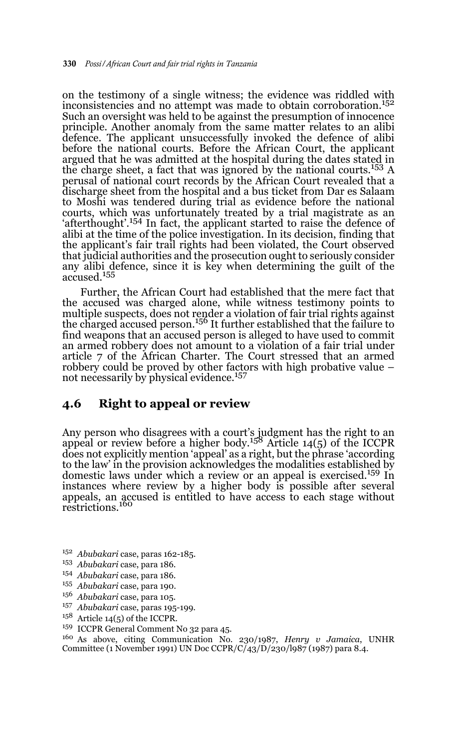on the testimony of a single witness; the evidence was riddled with inconsistencies and no attempt was made to obtain corroboration.[152] Such an oversight was held to be against the presumption of innocence principle. Another anomaly from the same matter relates to an alibi defence. The applicant unsuccessfully invoked the defence of alibi before the national courts. Before the African Court, the applicant argued that he was admitted at the hospital during the dates stated in the charge sheet, a fact that was ignored by the national courts.[153] A perusal of national court records by the African Court revealed that a discharge sheet from the hospital and a bus ticket from Dar es Salaam to Moshi was tendered during trial as evidence before the national courts, which was unfortunately treated by a trial magistrate as an 'afterthought'.[154] In fact, the applicant started to raise the defence of alibi at the time of the police investigation. In its decision, finding that the applicant's fair trail rights had been violated, the Court observed that judicial authorities and the prosecution ought to seriously consider any alibi defence, since it is key when determining the guilt of the accused.[155]

Further, the African Court had established that the mere fact that the accused was charged alone, while witness testimony points to multiple suspects, does not render a violation of fair trial rights against the charged accused person.[156] It further established that the failure to find weapons that an accused person is alleged to have used to commit an armed robbery does not amount to a violation of a fair trial under article 7 of the African Charter. The Court stressed that an armed robbery could be proved by other factors with high probative value – not necessarily by physical evidence.[157]

## 4.6 Right to appeal or review

Any person who disagrees with a court's judgment has the right to an appeal or review before a higher body.[158] Article 14(5) of the ICCPR does not explicitly mention 'appeal' as a right, but the phrase 'according to the law' in the provision acknowledges the modalities established by domestic laws under which a review or an appeal is exercised.[159] In instances where review by a higher body is possible after several appeals, an accused is entitled to have access to each stage without restrictions.[160]

[152] *Abubakari* case, paras 162-185.

[153] *Abubakari* case, para 186.

[154] *Abubakari* case, para 186.

[155] *Abubakari* case, para 190.

[156] *Abubakari* case, para 105.

[157] *Abubakari* case, paras 195-199.

[158] Article 14(5) of the ICCPR.

[159] ICCPR General Comment No 32 para 45.

[160] As above, citing Communication No. 230/1987, *Henry v Jamaica*, UNHR Committee (1 November 1991) UN Doc CCPR/C/43/D/230/l987 (1987) para 8.4.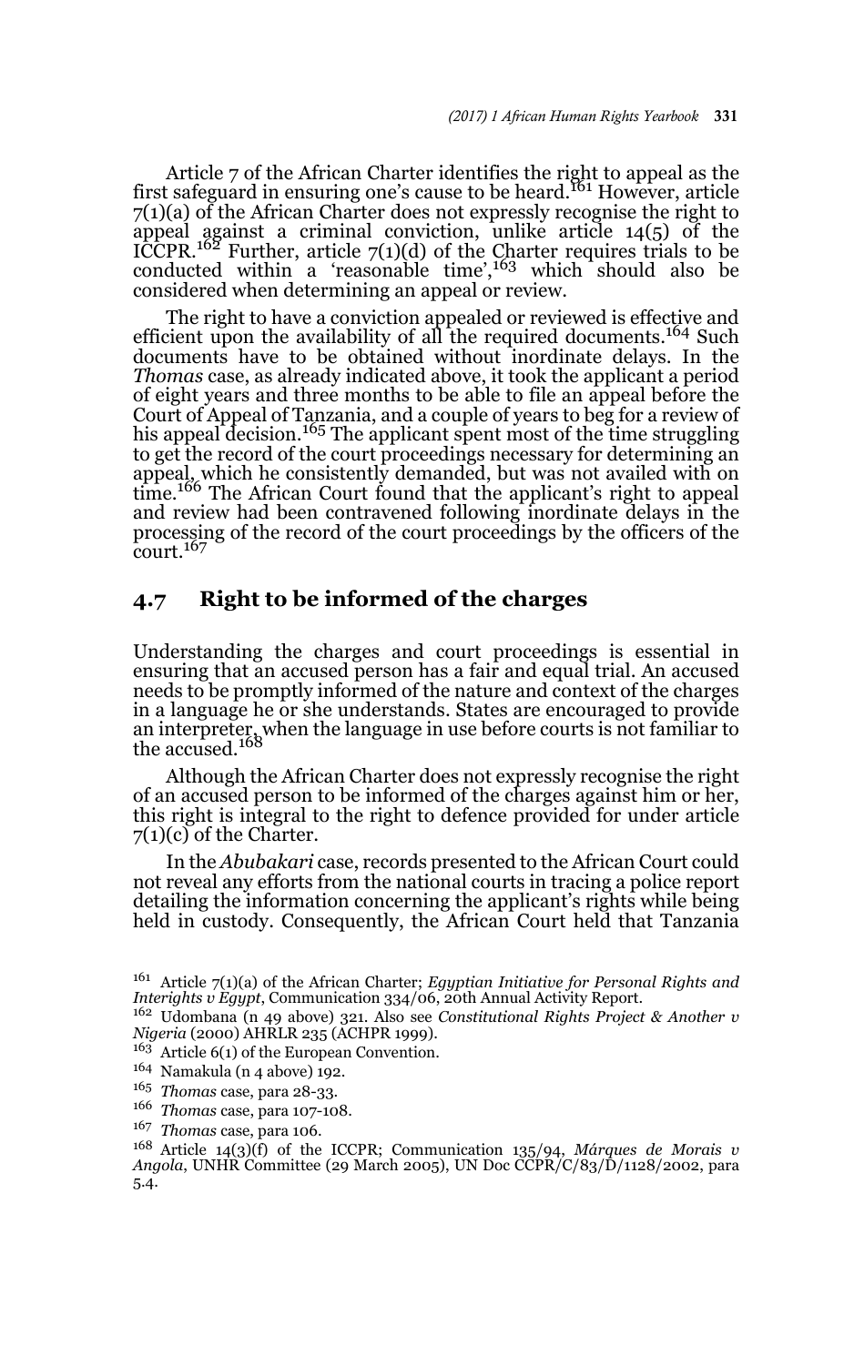Article 7 of the African Charter identifies the right to appeal as the first safeguard in ensuring one's cause to be heard.[161] However, article 7(1)(a) of the African Charter does not expressly recognise the right to appeal against a criminal conviction, unlike article 14(5) of the ICCPR.[162] Further, article 7(1)(d) of the Charter requires trials to be conducted within a 'reasonable time',[163] which should also be considered when determining an appeal or review.

The right to have a conviction appealed or reviewed is effective and efficient upon the availability of all the required documents.[164] Such documents have to be obtained without inordinate delays. In the *Thomas* case, as already indicated above, it took the applicant a period of eight years and three months to be able to file an appeal before the Court of Appeal of Tanzania, and a couple of years to beg for a review of his appeal decision.[165] The applicant spent most of the time struggling to get the record of the court proceedings necessary for determining an appeal, which he consistently demanded, but was not availed with on time.[166] The African Court found that the applicant's right to appeal and review had been contravened following inordinate delays in the processing of the record of the court proceedings by the officers of the court.[167]

## 4.7 Right to be informed of the charges

Understanding the charges and court proceedings is essential in ensuring that an accused person has a fair and equal trial. An accused needs to be promptly informed of the nature and context of the charges in a language he or she understands. States are encouraged to provide an interpreter, when the language in use before courts is not familiar to the accused.[168]

Although the African Charter does not expressly recognise the right of an accused person to be informed of the charges against him or her, this right is integral to the right to defence provided for under article 7(1)(c) of the Charter.

In the *Abubakari* case, records presented to the African Court could not reveal any efforts from the national courts in tracing a police report detailing the information concerning the applicant's rights while being held in custody. Consequently, the African Court held that Tanzania

---

[161] Article 7(1)(a) of the African Charter; *Egyptian Initiative for Personal Rights and Interights v Egypt*, Communication 334/06, 20th Annual Activity Report.

[162] Udombana (n 49 above) 321. Also see *Constitutional Rights Project & Another v Nigeria* (2000) AHRLR 235 (ACHPR 1999).

[163] Article 6(1) of the European Convention.

[164] Namakula (n 4 above) 192.

[165] *Thomas* case, para 28-33.

[166] *Thomas* case, para 107-108.

[167] *Thomas* case, para 106.

[168] Article 14(3)(f) of the ICCPR; Communication 135/94, *Márques de Morais v Angola*, UNHR Committee (29 March 2005), UN Doc CCPR/C/83/D/1128/2002, para 5.4.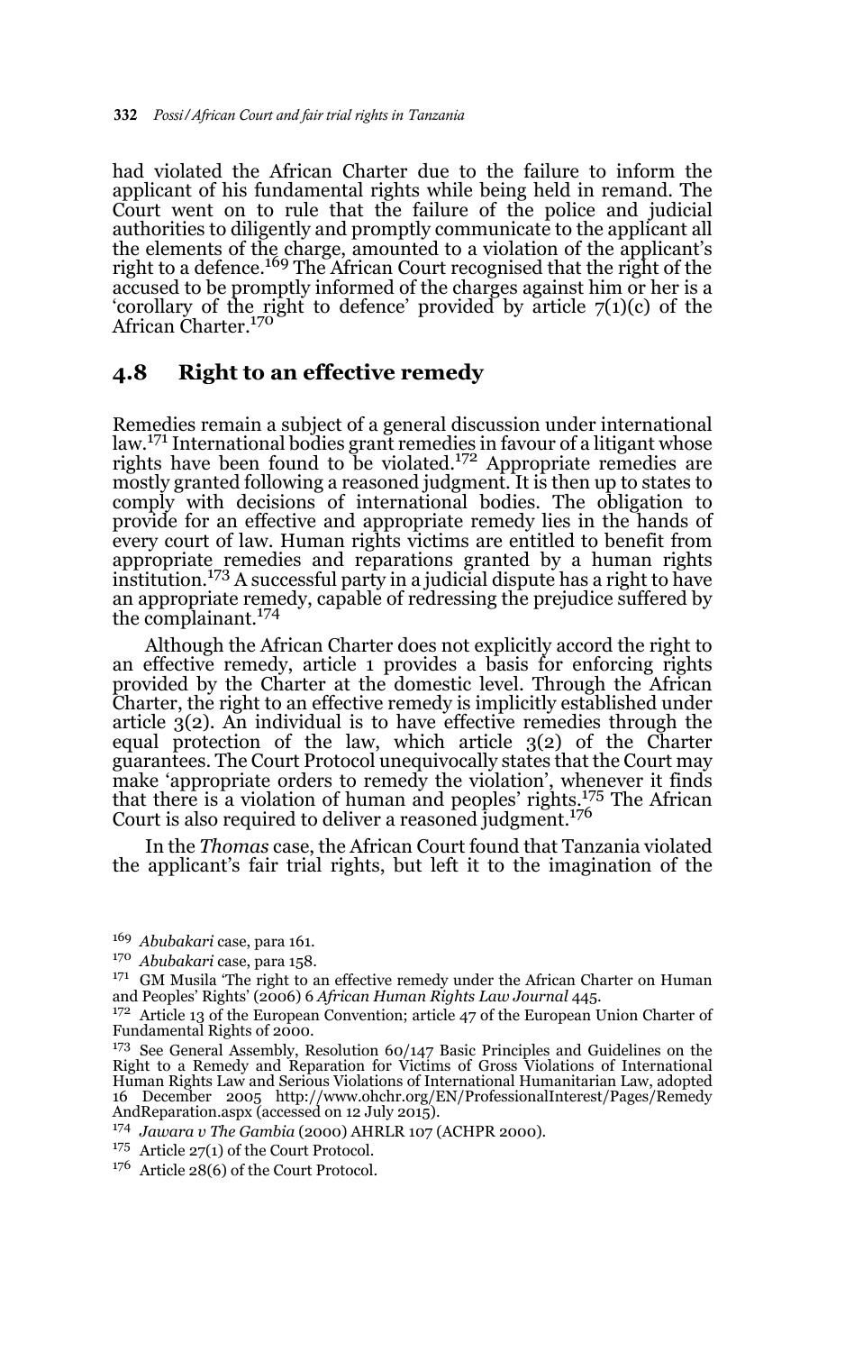had violated the African Charter due to the failure to inform the applicant of his fundamental rights while being held in remand. The Court went on to rule that the failure of the police and judicial authorities to diligently and promptly communicate to the applicant all the elements of the charge, amounted to a violation of the applicant's right to a defence.[169] The African Court recognised that the right of the accused to be promptly informed of the charges against him or her is a 'corollary of the right to defence' provided by article 7(1)(c) of the African Charter.[170]

## 4.8 Right to an effective remedy

Remedies remain a subject of a general discussion under international law.[171] International bodies grant remedies in favour of a litigant whose rights have been found to be violated.[172] Appropriate remedies are mostly granted following a reasoned judgment. It is then up to states to comply with decisions of international bodies. The obligation to provide for an effective and appropriate remedy lies in the hands of every court of law. Human rights victims are entitled to benefit from appropriate remedies and reparations granted by a human rights institution.[173] A successful party in a judicial dispute has a right to have an appropriate remedy, capable of redressing the prejudice suffered by the complainant.[174]

Although the African Charter does not explicitly accord the right to an effective remedy, article 1 provides a basis for enforcing rights provided by the Charter at the domestic level. Through the African Charter, the right to an effective remedy is implicitly established under article 3(2). An individual is to have effective remedies through the equal protection of the law, which article 3(2) of the Charter guarantees. The Court Protocol unequivocally states that the Court may make 'appropriate orders to remedy the violation', whenever it finds that there is a violation of human and peoples' rights.[175] The African Court is also required to deliver a reasoned judgment.[176]

In the *Thomas* case, the African Court found that Tanzania violated the applicant's fair trial rights, but left it to the imagination of the

---

[169] *Abubakari* case, para 161.

[170] *Abubakari* case, para 158.

[171] GM Musila 'The right to an effective remedy under the African Charter on Human and Peoples' Rights' (2006) 6 *African Human Rights Law Journal* 445.

[172] Article 13 of the European Convention; article 47 of the European Union Charter of Fundamental Rights of 2000.

[173] See General Assembly, Resolution 60/147 Basic Principles and Guidelines on the Right to a Remedy and Reparation for Victims of Gross Violations of International Human Rights Law and Serious Violations of International Humanitarian Law, adopted 16 December 2005 http://www.ohchr.org/EN/ProfessionalInterest/Pages/RemedyAndReparation.aspx (accessed on 12 July 2015).

[174] *Jawara v The Gambia* (2000) AHRLR 107 (ACHPR 2000).

[175] Article 27(1) of the Court Protocol.

[176] Article 28(6) of the Court Protocol.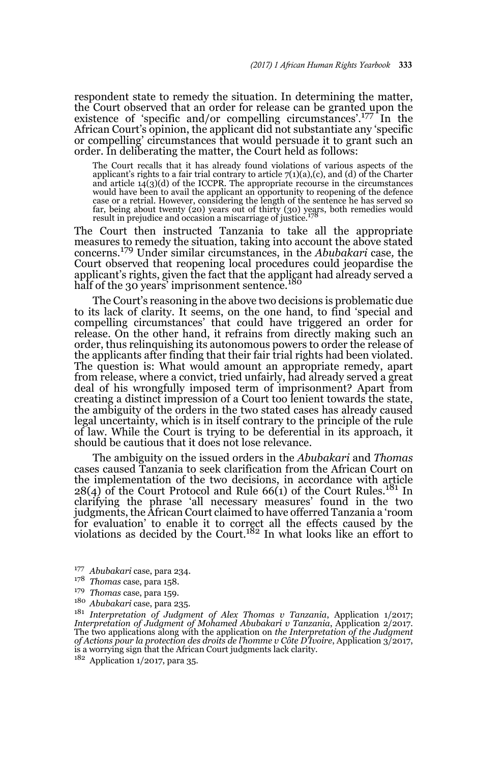respondent state to remedy the situation. In determining the matter, the Court observed that an order for release can be granted upon the existence of 'specific and/or compelling circumstances'.[177] In the African Court's opinion, the applicant did not substantiate any 'specific or compelling' circumstances that would persuade it to grant such an order. In deliberating the matter, the Court held as follows:

> The Court recalls that it has already found violations of various aspects of the applicant's rights to a fair trial contrary to article 7(1)(a),(c), and (d) of the Charter and article 14(3)(d) of the ICCPR. The appropriate recourse in the circumstances would have been to avail the applicant an opportunity to reopening of the defence case or a retrial. However, considering the length of the sentence he has served so far, being about twenty (20) years out of thirty (30) years, both remedies would result in prejudice and occasion a miscarriage of justice.[178]

The Court then instructed Tanzania to take all the appropriate measures to remedy the situation, taking into account the above stated concerns.[179] Under similar circumstances, in the *Abubakari* case, the Court observed that reopening local procedures could jeopardise the applicant's rights, given the fact that the applicant had already served a half of the 30 years' imprisonment sentence.[180]

The Court's reasoning in the above two decisions is problematic due to its lack of clarity. It seems, on the one hand, to find 'special and compelling circumstances' that could have triggered an order for release. On the other hand, it refrains from directly making such an order, thus relinquishing its autonomous powers to order the release of the applicants after finding that their fair trial rights had been violated. The question is: What would amount an appropriate remedy, apart from release, where a convict, tried unfairly, had already served a great deal of his wrongfully imposed term of imprisonment? Apart from creating a distinct impression of a Court too lenient towards the state, the ambiguity of the orders in the two stated cases has already caused legal uncertainty, which is in itself contrary to the principle of the rule of law. While the Court is trying to be deferential in its approach, it should be cautious that it does not lose relevance.

The ambiguity on the issued orders in the *Abubakari* and *Thomas* cases caused Tanzania to seek clarification from the African Court on the implementation of the two decisions, in accordance with article 28(4) of the Court Protocol and Rule 66(1) of the Court Rules.[181] In clarifying the phrase 'all necessary measures' found in the two judgments, the African Court claimed to have offerred Tanzania a 'room for evaluation' to enable it to correct all the effects caused by the violations as decided by the Court.[182] In what looks like an effort to

---

[177] *Abubakari* case, para 234.

[178] *Thomas* case, para 158.

[179] *Thomas* case, para 159.

[180] *Abubakari* case, para 235.

[181] *Interpretation of Judgment of Alex Thomas v Tanzania*, Application 1/2017; *Interpretation of Judgment of Mohamed Abubakari v Tanzania*, Application 2/2017. The two applications along with the application on *the Interpretation of the Judgment of Actions pour la protection des droits de l'homme v Côte D'Ivoire*, Application 3/2017, is a worrying sign that the African Court judgments lack clarity.

[182] Application 1/2017, para 35.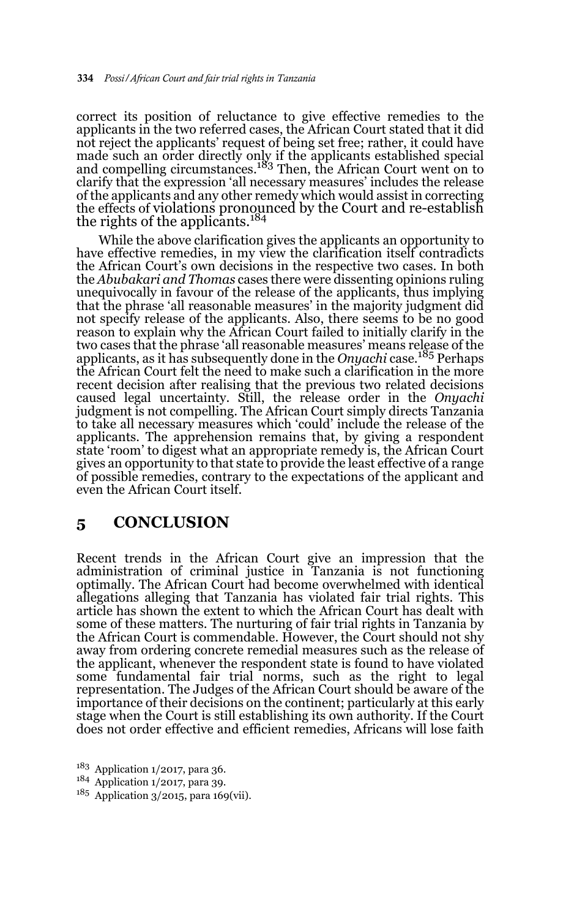correct its position of reluctance to give effective remedies to the applicants in the two referred cases, the African Court stated that it did not reject the applicants' request of being set free; rather, it could have made such an order directly only if the applicants established special and compelling circumstances.[183] Then, the African Court went on to clarify that the expression 'all necessary measures' includes the release of the applicants and any other remedy which would assist in correcting the effects of violations pronounced by the Court and re-establish the rights of the applicants.[184]

While the above clarification gives the applicants an opportunity to have effective remedies, in my view the clarification itself contradicts the African Court's own decisions in the respective two cases. In both the *Abubakari and Thomas* cases there were dissenting opinions ruling unequivocally in favour of the release of the applicants, thus implying that the phrase 'all reasonable measures' in the majority judgment did not specify release of the applicants. Also, there seems to be no good reason to explain why the African Court failed to initially clarify in the two cases that the phrase 'all reasonable measures' means release of the applicants, as it has subsequently done in the *Onyachi* case.[185] Perhaps the African Court felt the need to make such a clarification in the more recent decision after realising that the previous two related decisions caused legal uncertainty. Still, the release order in the *Onyachi* judgment is not compelling. The African Court simply directs Tanzania to take all necessary measures which 'could' include the release of the applicants. The apprehension remains that, by giving a respondent state 'room' to digest what an appropriate remedy is, the African Court gives an opportunity to that state to provide the least effective of a range of possible remedies, contrary to the expectations of the applicant and even the African Court itself.

## 5 CONCLUSION

Recent trends in the African Court give an impression that the administration of criminal justice in Tanzania is not functioning optimally. The African Court had become overwhelmed with identical allegations alleging that Tanzania has violated fair trial rights. This article has shown the extent to which the African Court has dealt with some of these matters. The nurturing of fair trial rights in Tanzania by the African Court is commendable. However, the Court should not shy away from ordering concrete remedial measures such as the release of the applicant, whenever the respondent state is found to have violated some fundamental fair trial norms, such as the right to legal representation. The Judges of the African Court should be aware of the importance of their decisions on the continent; particularly at this early stage when the Court is still establishing its own authority. If the Court does not order effective and efficient remedies, Africans will lose faith

[183] Application 1/2017, para 36.

[184] Application 1/2017, para 39.

[185] Application 3/2015, para 169(vii).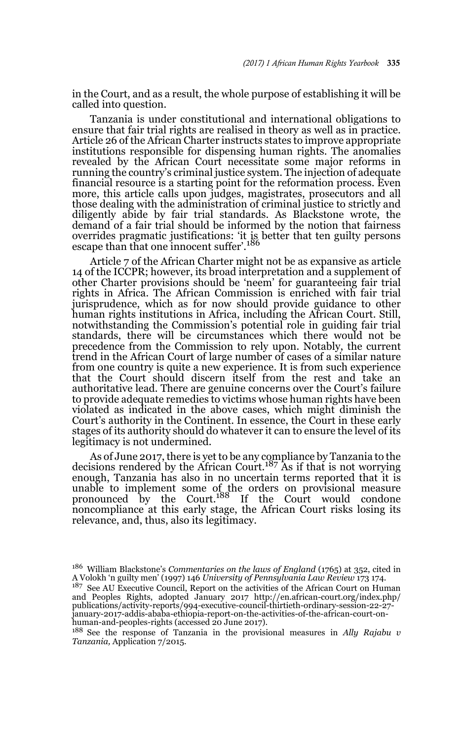in the Court, and as a result, the whole purpose of establishing it will be called into question.

Tanzania is under constitutional and international obligations to ensure that fair trial rights are realised in theory as well as in practice. Article 26 of the African Charter instructs states to improve appropriate institutions responsible for dispensing human rights. The anomalies revealed by the African Court necessitate some major reforms in running the country's criminal justice system. The injection of adequate financial resource is a starting point for the reformation process. Even more, this article calls upon judges, magistrates, prosecutors and all those dealing with the administration of criminal justice to strictly and diligently abide by fair trial standards. As Blackstone wrote, the demand of a fair trial should be informed by the notion that fairness overrides pragmatic justifications: 'it is better that ten guilty persons escape than that one innocent suffer'.[186]

Article 7 of the African Charter might not be as expansive as article 14 of the ICCPR; however, its broad interpretation and a supplement of other Charter provisions should be 'neem' for guaranteeing fair trial rights in Africa. The African Commission is enriched with fair trial jurisprudence, which as for now should provide guidance to other human rights institutions in Africa, including the African Court. Still, notwithstanding the Commission's potential role in guiding fair trial standards, there will be circumstances which there would not be precedence from the Commission to rely upon. Notably, the current trend in the African Court of large number of cases of a similar nature from one country is quite a new experience. It is from such experience that the Court should discern itself from the rest and take an authoritative lead. There are genuine concerns over the Court's failure to provide adequate remedies to victims whose human rights have been violated as indicated in the above cases, which might diminish the Court's authority in the Continent. In essence, the Court in these early stages of its authority should do whatever it can to ensure the level of its legitimacy is not undermined.

As of June 2017, there is yet to be any compliance by Tanzania to the decisions rendered by the African Court.[187] As if that is not worrying enough, Tanzania has also in no uncertain terms reported that it is unable to implement some of the orders on provisional measure pronounced by the Court.[188] If the Court would condone noncompliance at this early stage, the African Court risks losing its relevance, and, thus, also its legitimacy.

---

[186] William Blackstone's *Commentaries on the laws of England* (1765) at 352, cited in A Volokh 'n guilty men' (1997) 146 *University of Pennsylvania Law Review* 173 174.

[187] See AU Executive Council, Report on the activities of the African Court on Human and Peoples Rights, adopted January 2017 http://en.african-court.org/index.php/publications/activity-reports/994-executive-council-thirtieth-ordinary-session-22-27-january-2017-addis-ababa-ethiopia-report-on-the-activities-of-the-african-court-on-human-and-peoples-rights (accessed 20 June 2017).

[188] See the response of Tanzania in the provisional measures in *Ally Rajabu v Tanzania*, Application 7/2015.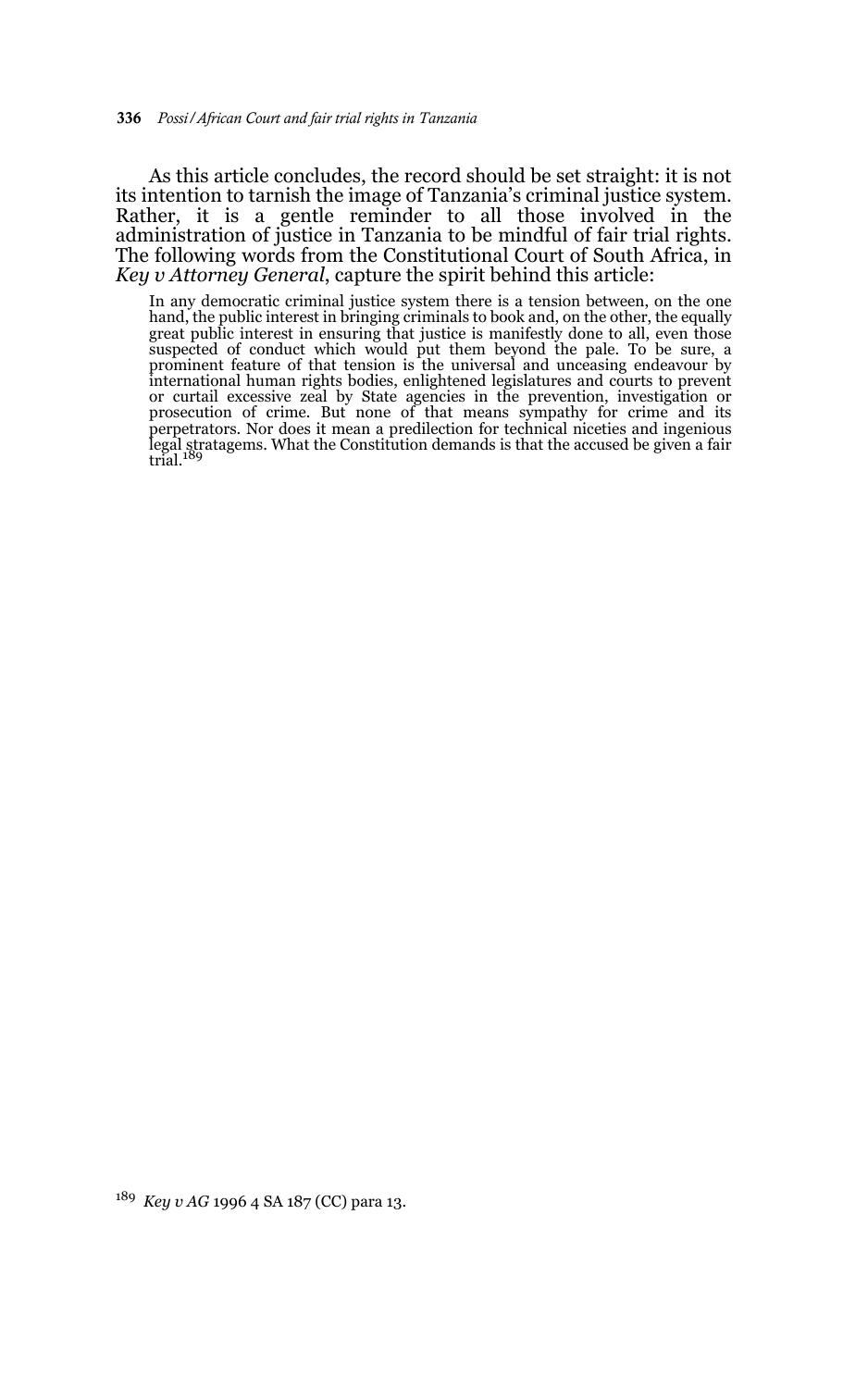As this article concludes, the record should be set straight: it is not its intention to tarnish the image of Tanzania's criminal justice system. Rather, it is a gentle reminder to all those involved in the administration of justice in Tanzania to be mindful of fair trial rights. The following words from the Constitutional Court of South Africa, in *Key v Attorney General*, capture the spirit behind this article:

> In any democratic criminal justice system there is a tension between, on the one hand, the public interest in bringing criminals to book and, on the other, the equally great public interest in ensuring that justice is manifestly done to all, even those suspected of conduct which would put them beyond the pale. To be sure, a prominent feature of that tension is the universal and unceasing endeavour by international human rights bodies, enlightened legislatures and courts to prevent or curtail excessive zeal by State agencies in the prevention, investigation or prosecution of crime. But none of that means sympathy for crime and its perpetrators. Nor does it mean a predilection for technical niceties and ingenious legal stratagems. What the Constitution demands is that the accused be given a fair trial.[189]

[189] *Key v AG* 1996 4 SA 187 (CC) para 13.